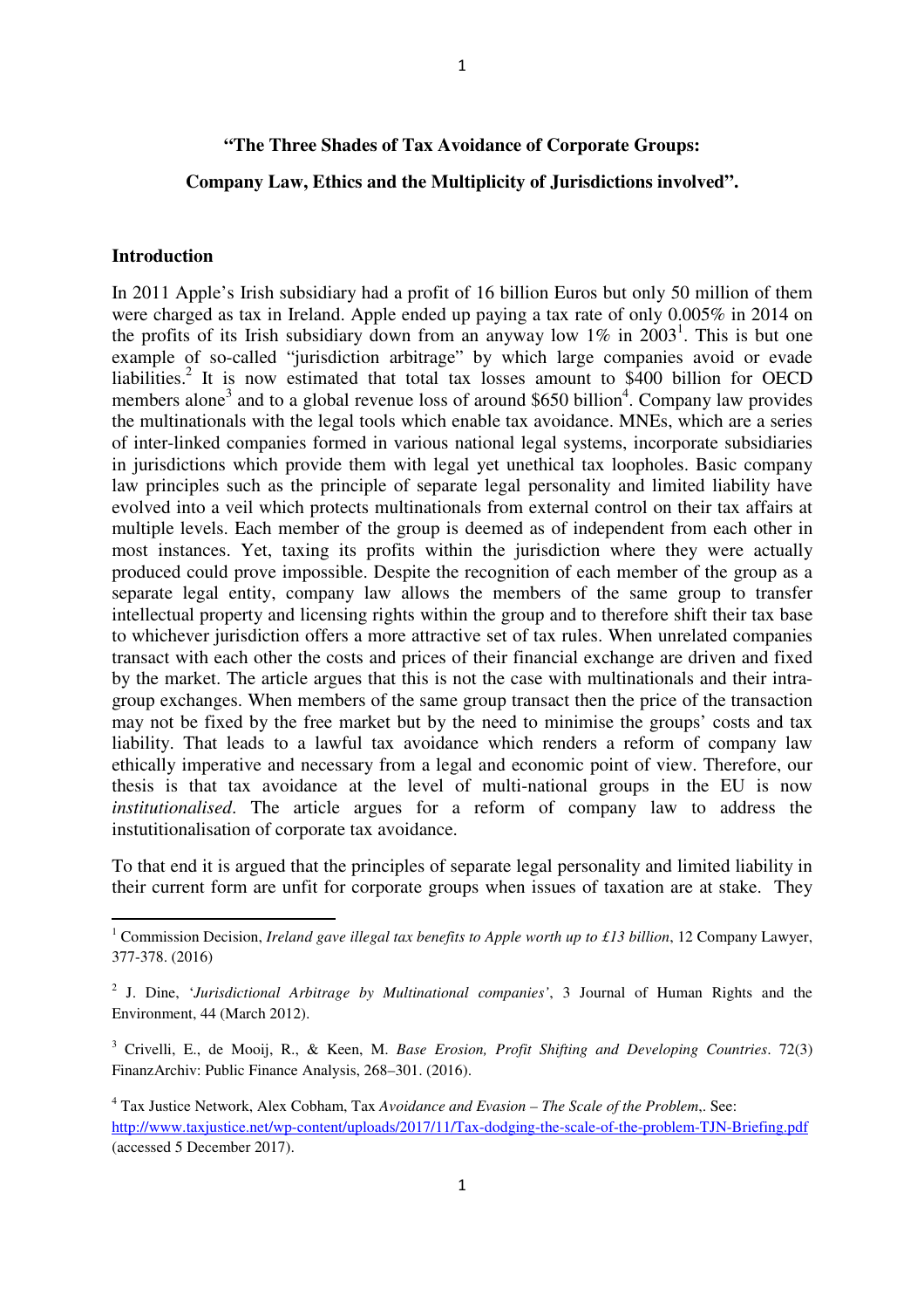**"The Three Shades of Tax Avoidance of Corporate Groups:**

**Company Law, Ethics and the Multiplicity of Jurisdictions involved".**

## Introduction

In 2011 Apple's Irish subsidiary had a profit of 16 billion Euros but only 50 million of them were charged as tax in Ireland. Apple ended up paying a tax rate of only 0.005% in 2014 on the profits of its Irish subsidiary down from an anyway low 1% in 2003[1]. This is but one example of so-called "jurisdiction arbitrage" by which large companies avoid or evade liabilities.[2] It is now estimated that total tax losses amount to $400 billion for OECD members alone[3] and to a global revenue loss of around $650 billion[4]. Company law provides the multinationals with the legal tools which enable tax avoidance. MNEs, which are a series of inter-linked companies formed in various national legal systems, incorporate subsidiaries in jurisdictions which provide them with legal yet unethical tax loopholes. Basic company law principles such as the principle of separate legal personality and limited liability have evolved into a veil which protects multinationals from external control on their tax affairs at multiple levels. Each member of the group is deemed as of independent from each other in most instances. Yet, taxing its profits within the jurisdiction where they were actually produced could prove impossible. Despite the recognition of each member of the group as a separate legal entity, company law allows the members of the same group to transfer intellectual property and licensing rights within the group and to therefore shift their tax base to whichever jurisdiction offers a more attractive set of tax rules. When unrelated companies transact with each other the costs and prices of their financial exchange are driven and fixed by the market. The article argues that this is not the case with multinationals and their intra-group exchanges. When members of the same group transact then the price of the transaction may not be fixed by the free market but by the need to minimise the groups' costs and tax liability. That leads to a lawful tax avoidance which renders a reform of company law ethically imperative and necessary from a legal and economic point of view. Therefore, our thesis is that tax avoidance at the level of multi-national groups in the EU is now *institutionalised*. The article argues for a reform of company law to address the instutitionalisation of corporate tax avoidance.

To that end it is argued that the principles of separate legal personality and limited liability in their current form are unfit for corporate groups when issues of taxation are at stake. They

---

[1] Commission Decision, *Ireland gave illegal tax benefits to Apple worth up to £13 billion*, 12 Company Lawyer, 377-378. (2016)

[2] J. Dine, '*Jurisdictional Arbitrage by Multinational companies'*, 3 Journal of Human Rights and the Environment, 44 (March 2012).

[3] Crivelli, E., de Mooij, R., & Keen, M. *Base Erosion, Profit Shifting and Developing Countries*. 72(3) FinanzArchiv: Public Finance Analysis, 268–301. (2016).

[4] Tax Justice Network, Alex Cobham, Tax *Avoidance and Evasion – The Scale of the Problem*,. See: http://www.taxjustice.net/wp-content/uploads/2017/11/Tax-dodging-the-scale-of-the-problem-TJN-Briefing.pdf (accessed 5 December 2017).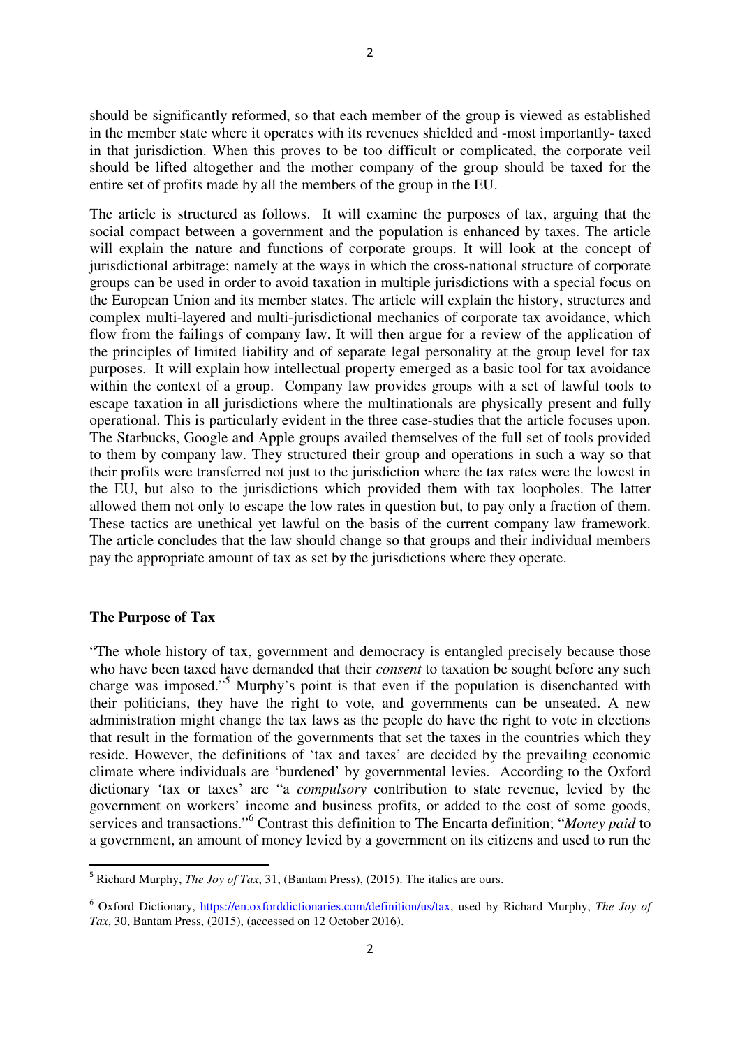should be significantly reformed, so that each member of the group is viewed as established in the member state where it operates with its revenues shielded and -most importantly- taxed in that jurisdiction. When this proves to be too difficult or complicated, the corporate veil should be lifted altogether and the mother company of the group should be taxed for the entire set of profits made by all the members of the group in the EU.

The article is structured as follows. It will examine the purposes of tax, arguing that the social compact between a government and the population is enhanced by taxes. The article will explain the nature and functions of corporate groups. It will look at the concept of jurisdictional arbitrage; namely at the ways in which the cross-national structure of corporate groups can be used in order to avoid taxation in multiple jurisdictions with a special focus on the European Union and its member states. The article will explain the history, structures and complex multi-layered and multi-jurisdictional mechanics of corporate tax avoidance, which flow from the failings of company law. It will then argue for a review of the application of the principles of limited liability and of separate legal personality at the group level for tax purposes. It will explain how intellectual property emerged as a basic tool for tax avoidance within the context of a group. Company law provides groups with a set of lawful tools to escape taxation in all jurisdictions where the multinationals are physically present and fully operational. This is particularly evident in the three case-studies that the article focuses upon. The Starbucks, Google and Apple groups availed themselves of the full set of tools provided to them by company law. They structured their group and operations in such a way so that their profits were transferred not just to the jurisdiction where the tax rates were the lowest in the EU, but also to the jurisdictions which provided them with tax loopholes. The latter allowed them not only to escape the low rates in question but, to pay only a fraction of them. These tactics are unethical yet lawful on the basis of the current company law framework. The article concludes that the law should change so that groups and their individual members pay the appropriate amount of tax as set by the jurisdictions where they operate.

## The Purpose of Tax

"The whole history of tax, government and democracy is entangled precisely because those who have been taxed have demanded that their *consent* to taxation be sought before any such charge was imposed."[5] Murphy's point is that even if the population is disenchanted with their politicians, they have the right to vote, and governments can be unseated. A new administration might change the tax laws as the people do have the right to vote in elections that result in the formation of the governments that set the taxes in the countries which they reside. However, the definitions of 'tax and taxes' are decided by the prevailing economic climate where individuals are 'burdened' by governmental levies. According to the Oxford dictionary 'tax or taxes' are "a *compulsory* contribution to state revenue, levied by the government on workers' income and business profits, or added to the cost of some goods, services and transactions."[6] Contrast this definition to The Encarta definition; "*Money paid* to a government, an amount of money levied by a government on its citizens and used to run the

---

[5] Richard Murphy, *The Joy of Tax*, 31, (Bantam Press), (2015). The italics are ours.

[6] Oxford Dictionary, https://en.oxforddictionaries.com/definition/us/tax, used by Richard Murphy, *The Joy of Tax*, 30, Bantam Press, (2015), (accessed on 12 October 2016).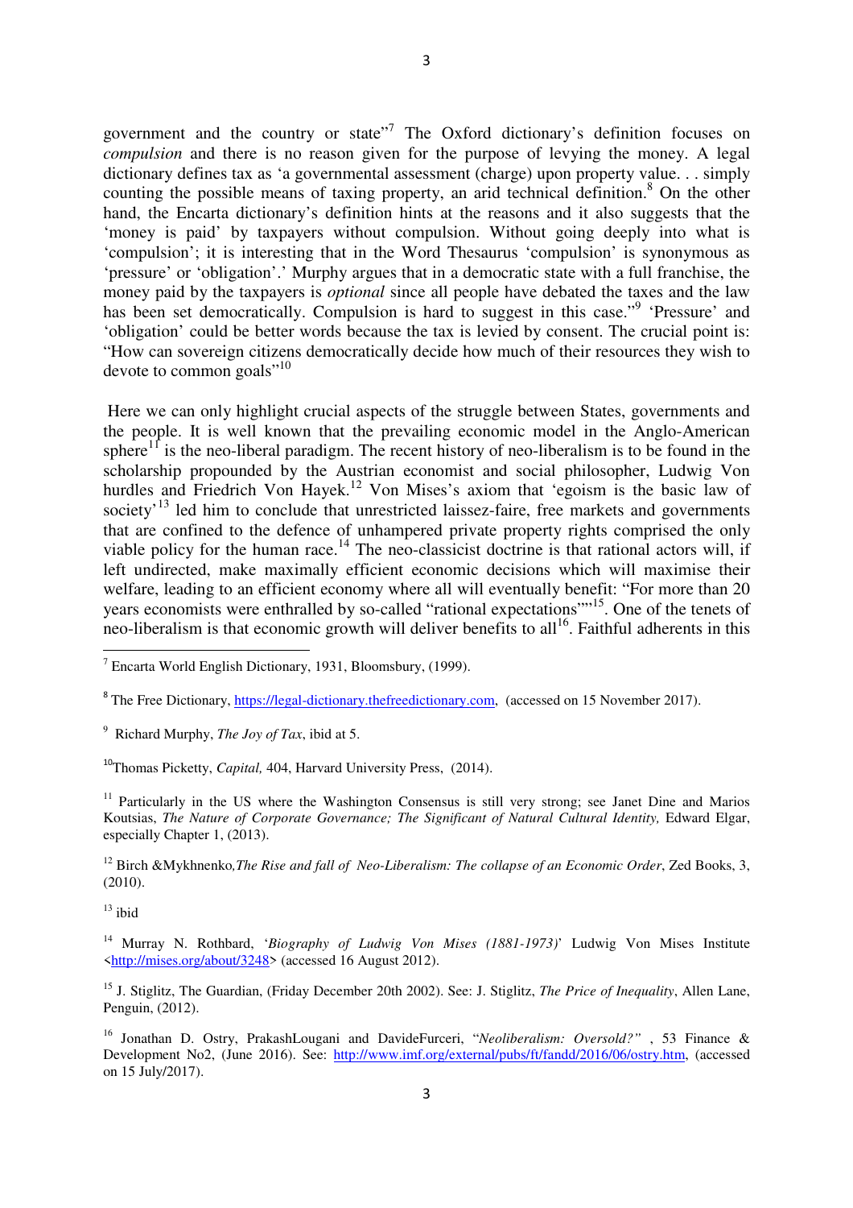government and the country or state"[7] The Oxford dictionary's definition focuses on *compulsion* and there is no reason given for the purpose of levying the money. A legal dictionary defines tax as 'a governmental assessment (charge) upon property value. . . simply counting the possible means of taxing property, an arid technical definition.[8] On the other hand, the Encarta dictionary's definition hints at the reasons and it also suggests that the 'money is paid' by taxpayers without compulsion. Without going deeply into what is 'compulsion'; it is interesting that in the Word Thesaurus 'compulsion' is synonymous as 'pressure' or 'obligation'.' Murphy argues that in a democratic state with a full franchise, the money paid by the taxpayers is *optional* since all people have debated the taxes and the law has been set democratically. Compulsion is hard to suggest in this case."[9] 'Pressure' and 'obligation' could be better words because the tax is levied by consent. The crucial point is: "How can sovereign citizens democratically decide how much of their resources they wish to devote to common goals"[10]

Here we can only highlight crucial aspects of the struggle between States, governments and the people. It is well known that the prevailing economic model in the Anglo-American sphere[11] is the neo-liberal paradigm. The recent history of neo-liberalism is to be found in the scholarship propounded by the Austrian economist and social philosopher, Ludwig Von hurdles and Friedrich Von Hayek.[12] Von Mises's axiom that 'egoism is the basic law of society'[13] led him to conclude that unrestricted laissez-faire, free markets and governments that are confined to the defence of unhampered private property rights comprised the only viable policy for the human race.[14] The neo-classicist doctrine is that rational actors will, if left undirected, make maximally efficient economic decisions which will maximise their welfare, leading to an efficient economy where all will eventually benefit: "For more than 20 years economists were enthralled by so-called "rational expectations""[15]. One of the tenets of neo-liberalism is that economic growth will deliver benefits to all[16]. Faithful adherents in this

---

[7] Encarta World English Dictionary, 1931, Bloomsbury, (1999).

[8] The Free Dictionary, https://legal-dictionary.thefreedictionary.com, (accessed on 15 November 2017).

[9] Richard Murphy, *The Joy of Tax*, ibid at 5.

[10] Thomas Picketty, *Capital,* 404, Harvard University Press, (2014).

[11] Particularly in the US where the Washington Consensus is still very strong; see Janet Dine and Marios Koutsias, *The Nature of Corporate Governance; The Significant of Natural Cultural Identity,* Edward Elgar, especially Chapter 1, (2013).

[12] Birch &Mykhnenko,*The Rise and fall of Neo-Liberalism: The collapse of an Economic Order*, Zed Books, 3, (2010).

[13] ibid

[14] Murray N. Rothbard, '*Biography of Ludwig Von Mises (1881-1973)*' Ludwig Von Mises Institute <http://mises.org/about/3248> (accessed 16 August 2012).

[15] J. Stiglitz, The Guardian, (Friday December 20th 2002). See: J. Stiglitz, *The Price of Inequality*, Allen Lane, Penguin, (2012).

[16] Jonathan D. Ostry, PrakashLougani and DavideFurceri, "*Neoliberalism: Oversold?"* , 53 Finance & Development No2, (June 2016). See: http://www.imf.org/external/pubs/ft/fandd/2016/06/ostry.htm, (accessed on 15 July/2017).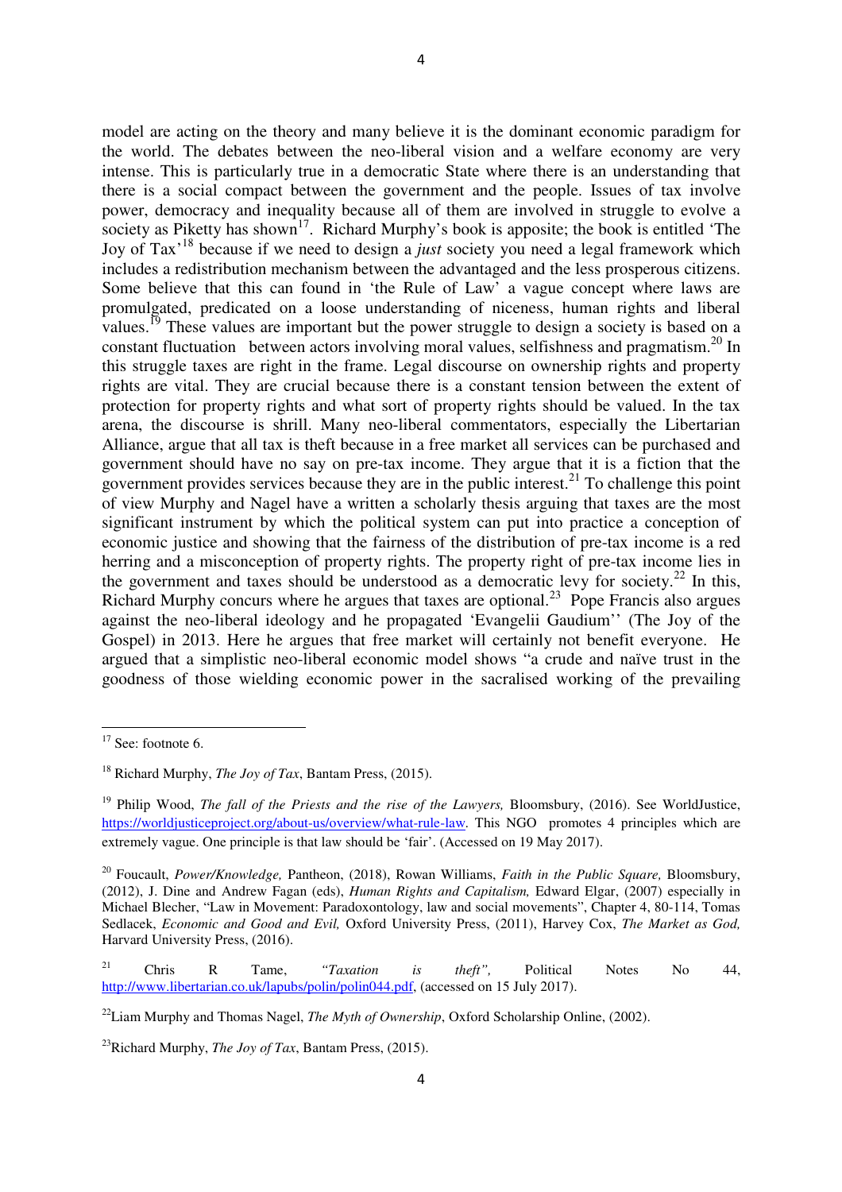model are acting on the theory and many believe it is the dominant economic paradigm for the world. The debates between the neo-liberal vision and a welfare economy are very intense. This is particularly true in a democratic State where there is an understanding that there is a social compact between the government and the people. Issues of tax involve power, democracy and inequality because all of them are involved in struggle to evolve a society as Piketty has shown[17]. Richard Murphy's book is apposite; the book is entitled 'The Joy of Tax'[18] because if we need to design a *just* society you need a legal framework which includes a redistribution mechanism between the advantaged and the less prosperous citizens. Some believe that this can found in 'the Rule of Law' a vague concept where laws are promulgated, predicated on a loose understanding of niceness, human rights and liberal values.[19] These values are important but the power struggle to design a society is based on a constant fluctuation between actors involving moral values, selfishness and pragmatism.[20] In this struggle taxes are right in the frame. Legal discourse on ownership rights and property rights are vital. They are crucial because there is a constant tension between the extent of protection for property rights and what sort of property rights should be valued. In the tax arena, the discourse is shrill. Many neo-liberal commentators, especially the Libertarian Alliance, argue that all tax is theft because in a free market all services can be purchased and government should have no say on pre-tax income. They argue that it is a fiction that the government provides services because they are in the public interest.[21] To challenge this point of view Murphy and Nagel have a written a scholarly thesis arguing that taxes are the most significant instrument by which the political system can put into practice a conception of economic justice and showing that the fairness of the distribution of pre-tax income is a red herring and a misconception of property rights. The property right of pre-tax income lies in the government and taxes should be understood as a democratic levy for society.[22] In this, Richard Murphy concurs where he argues that taxes are optional.[23] Pope Francis also argues against the neo-liberal ideology and he propagated 'Evangelii Gaudium'' (The Joy of the Gospel) in 2013. Here he argues that free market will certainly not benefit everyone. He argued that a simplistic neo-liberal economic model shows "a crude and naïve trust in the goodness of those wielding economic power in the sacralised working of the prevailing

---

[17] See: footnote 6.

[18] Richard Murphy, *The Joy of Tax*, Bantam Press, (2015).

[19] Philip Wood, *The fall of the Priests and the rise of the Lawyers,* Bloomsbury, (2016). See WorldJustice, https://worldjusticeproject.org/about-us/overview/what-rule-law. This NGO promotes 4 principles which are extremely vague. One principle is that law should be 'fair'. (Accessed on 19 May 2017).

[20] Foucault, *Power/Knowledge,* Pantheon, (2018), Rowan Williams, *Faith in the Public Square,* Bloomsbury, (2012), J. Dine and Andrew Fagan (eds), *Human Rights and Capitalism,* Edward Elgar, (2007) especially in Michael Blecher, "Law in Movement: Paradoxontology, law and social movements", Chapter 4, 80-114, Tomas Sedlacek, *Economic and Good and Evil,* Oxford University Press, (2011), Harvey Cox, *The Market as God,* Harvard University Press, (2016).

[21] Chris R Tame, *"Taxation is theft",* Political Notes No 44, http://www.libertarian.co.uk/lapubs/polin/polin044.pdf, (accessed on 15 July 2017).

[22] Liam Murphy and Thomas Nagel, *The Myth of Ownership*, Oxford Scholarship Online, (2002).

[23] Richard Murphy, *The Joy of Tax*, Bantam Press, (2015).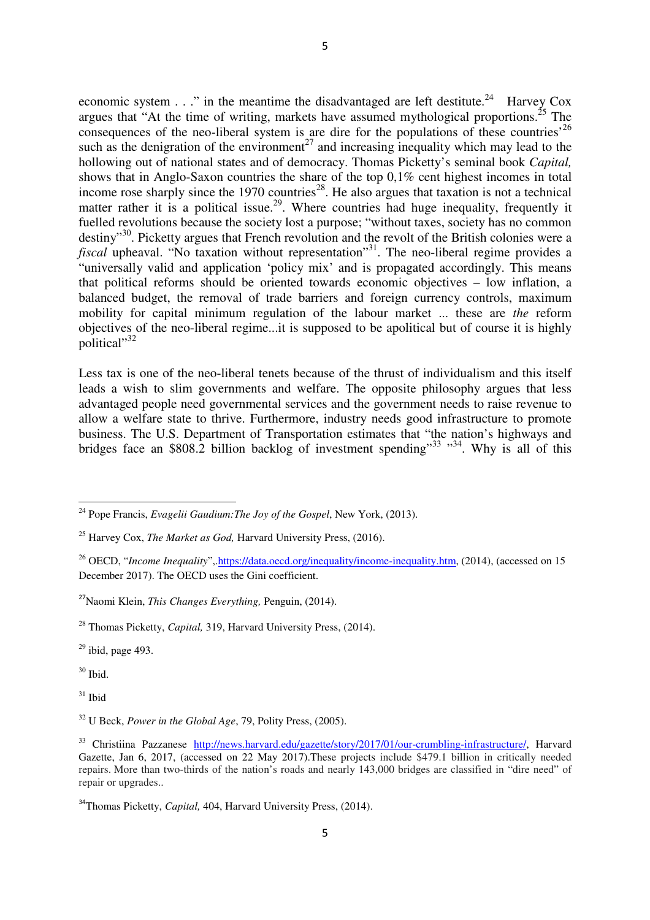economic system . . ." in the meantime the disadvantaged are left destitute.[24] Harvey Cox argues that "At the time of writing, markets have assumed mythological proportions.[25] The consequences of the neo-liberal system is are dire for the populations of these countries'[26] such as the denigration of the environment[27] and increasing inequality which may lead to the hollowing out of national states and of democracy. Thomas Picketty's seminal book *Capital,* shows that in Anglo-Saxon countries the share of the top 0,1% cent highest incomes in total income rose sharply since the 1970 countries[28]. He also argues that taxation is not a technical matter rather it is a political issue.[29]. Where countries had huge inequality, frequently it fuelled revolutions because the society lost a purpose; "without taxes, society has no common destiny"[30]. Picketty argues that French revolution and the revolt of the British colonies were a *fiscal* upheaval. "No taxation without representation"[31]. The neo-liberal regime provides a "universally valid and application 'policy mix' and is propagated accordingly. This means that political reforms should be oriented towards economic objectives – low inflation, a balanced budget, the removal of trade barriers and foreign currency controls, maximum mobility for capital minimum regulation of the labour market ... these are *the* reform objectives of the neo-liberal regime...it is supposed to be apolitical but of course it is highly political"[32]

Less tax is one of the neo-liberal tenets because of the thrust of individualism and this itself leads a wish to slim governments and welfare. The opposite philosophy argues that less advantaged people need governmental services and the government needs to raise revenue to allow a welfare state to thrive. Furthermore, industry needs good infrastructure to promote business. The U.S. Department of Transportation estimates that "the nation's highways and bridges face an $808.2 billion backlog of investment spending"[33] "[34]. Why is all of this

---

[24] Pope Francis, *Evagelii Gaudium:The Joy of the Gospel*, New York, (2013).

[25] Harvey Cox, *The Market as God,* Harvard University Press, (2016).

[26] OECD, "*Income Inequality*",.https://data.oecd.org/inequality/income-inequality.htm, (2014), (accessed on 15 December 2017). The OECD uses the Gini coefficient.

[27] Naomi Klein, *This Changes Everything,* Penguin, (2014).

[28] Thomas Picketty, *Capital,* 319, Harvard University Press, (2014).

[29] ibid, page 493.

[30] Ibid.

[31] Ibid

[32] U Beck, *Power in the Global Age*, 79, Polity Press, (2005).

[33] Christiina Pazzanese http://news.harvard.edu/gazette/story/2017/01/our-crumbling-infrastructure/, Harvard Gazette, Jan 6, 2017, (accessed on 22 May 2017).These projects include $479.1 billion in critically needed repairs. More than two-thirds of the nation's roads and nearly 143,000 bridges are classified in "dire need" of repair or upgrades..

[34] Thomas Picketty, *Capital,* 404, Harvard University Press, (2014).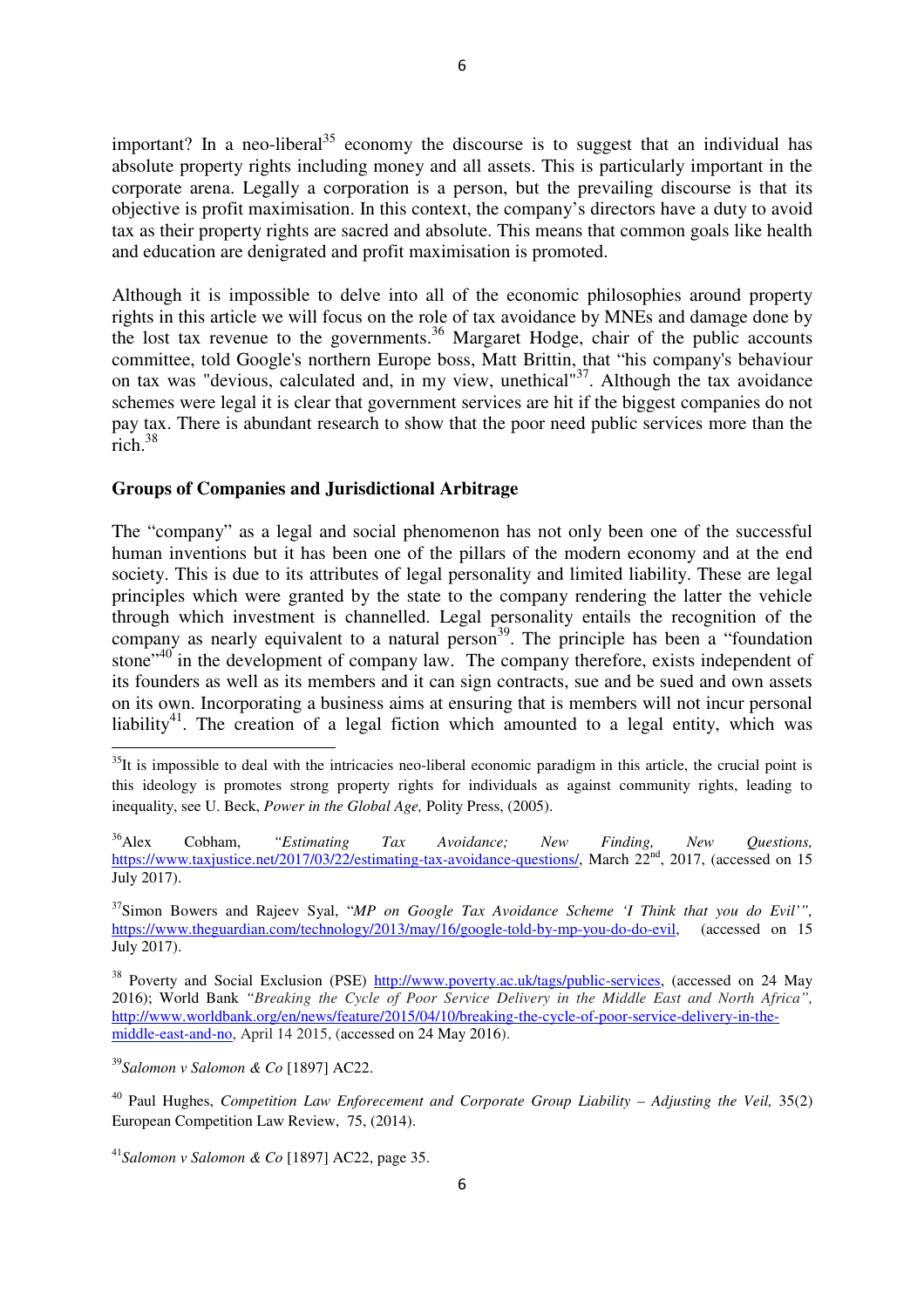important? In a neo-liberal[35] economy the discourse is to suggest that an individual has absolute property rights including money and all assets. This is particularly important in the corporate arena. Legally a corporation is a person, but the prevailing discourse is that its objective is profit maximisation. In this context, the company's directors have a duty to avoid tax as their property rights are sacred and absolute. This means that common goals like health and education are denigrated and profit maximisation is promoted.

Although it is impossible to delve into all of the economic philosophies around property rights in this article we will focus on the role of tax avoidance by MNEs and damage done by the lost tax revenue to the governments.[36] Margaret Hodge, chair of the public accounts committee, told Google's northern Europe boss, Matt Brittin, that "his company's behaviour on tax was "devious, calculated and, in my view, unethical"[37]. Although the tax avoidance schemes were legal it is clear that government services are hit if the biggest companies do not pay tax. There is abundant research to show that the poor need public services more than the rich.[38]

## Groups of Companies and Jurisdictional Arbitrage

The "company" as a legal and social phenomenon has not only been one of the successful human inventions but it has been one of the pillars of the modern economy and at the end society. This is due to its attributes of legal personality and limited liability. These are legal principles which were granted by the state to the company rendering the latter the vehicle through which investment is channelled. Legal personality entails the recognition of the company as nearly equivalent to a natural person[39]. The principle has been a "foundation stone"[40] in the development of company law. The company therefore, exists independent of its founders as well as its members and it can sign contracts, sue and be sued and own assets on its own. Incorporating a business aims at ensuring that is members will not incur personal liability[41]. The creation of a legal fiction which amounted to a legal entity, which was

---

[35] It is impossible to deal with the intricacies neo-liberal economic paradigm in this article, the crucial point is this ideology is promotes strong property rights for individuals as against community rights, leading to inequality, see U. Beck, *Power in the Global Age,* Polity Press, (2005).

[36] Alex Cobham, *"Estimating Tax Avoidance; New Finding, New Questions,* https://www.taxjustice.net/2017/03/22/estimating-tax-avoidance-questions/, March 22nd, 2017, (accessed on 15 July 2017).

[37] Simon Bowers and Rajeev Syal, "*MP on Google Tax Avoidance Scheme 'I Think that you do Evil'",* https://www.theguardian.com/technology/2013/may/16/google-told-by-mp-you-do-do-evil, (accessed on 15 July 2017).

[38] Poverty and Social Exclusion (PSE) http://www.poverty.ac.uk/tags/public-services, (accessed on 24 May 2016); World Bank *"Breaking the Cycle of Poor Service Delivery in the Middle East and North Africa",* http://www.worldbank.org/en/news/feature/2015/04/10/breaking-the-cycle-of-poor-service-delivery-in-the-middle-east-and-no, April 14 2015, (accessed on 24 May 2016).

[39] *Salomon v Salomon & Co* [1897] AC22.

[40] Paul Hughes, *Competition Law Enforecement and Corporate Group Liability – Adjusting the Veil,* 35(2) European Competition Law Review, 75, (2014).

[41] *Salomon v Salomon & Co* [1897] AC22, page 35.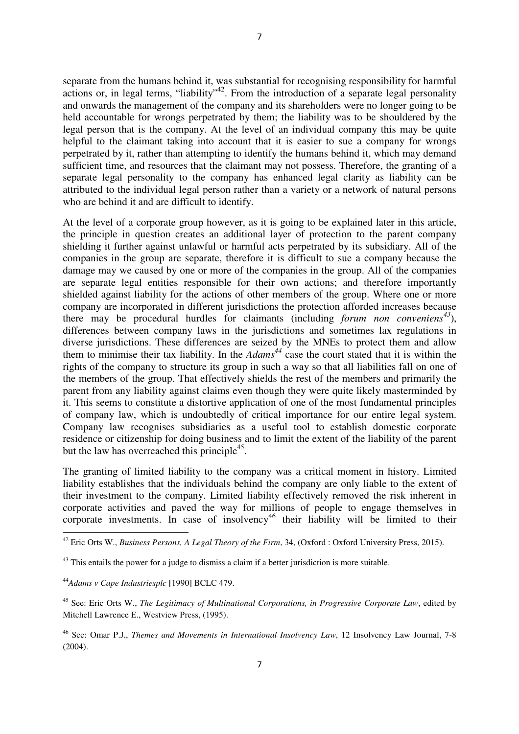separate from the humans behind it, was substantial for recognising responsibility for harmful actions or, in legal terms, "liability"[42]. From the introduction of a separate legal personality and onwards the management of the company and its shareholders were no longer going to be held accountable for wrongs perpetrated by them; the liability was to be shouldered by the legal person that is the company. At the level of an individual company this may be quite helpful to the claimant taking into account that it is easier to sue a company for wrongs perpetrated by it, rather than attempting to identify the humans behind it, which may demand sufficient time, and resources that the claimant may not possess. Therefore, the granting of a separate legal personality to the company has enhanced legal clarity as liability can be attributed to the individual legal person rather than a variety or a network of natural persons who are behind it and are difficult to identify.

At the level of a corporate group however, as it is going to be explained later in this article, the principle in question creates an additional layer of protection to the parent company shielding it further against unlawful or harmful acts perpetrated by its subsidiary. All of the companies in the group are separate, therefore it is difficult to sue a company because the damage may we caused by one or more of the companies in the group. All of the companies are separate legal entities responsible for their own actions; and therefore importantly shielded against liability for the actions of other members of the group. Where one or more company are incorporated in different jurisdictions the protection afforded increases because there may be procedural hurdles for claimants (including *forum non conveniens*[43]), differences between company laws in the jurisdictions and sometimes lax regulations in diverse jurisdictions. These differences are seized by the MNEs to protect them and allow them to minimise their tax liability. In the *Adams*[44] case the court stated that it is within the rights of the company to structure its group in such a way so that all liabilities fall on one of the members of the group. That effectively shields the rest of the members and primarily the parent from any liability against claims even though they were quite likely masterminded by it. This seems to constitute a distortive application of one of the most fundamental principles of company law, which is undoubtedly of critical importance for our entire legal system. Company law recognises subsidiaries as a useful tool to establish domestic corporate residence or citizenship for doing business and to limit the extent of the liability of the parent but the law has overreached this principle[45].

The granting of limited liability to the company was a critical moment in history. Limited liability establishes that the individuals behind the company are only liable to the extent of their investment to the company. Limited liability effectively removed the risk inherent in corporate activities and paved the way for millions of people to engage themselves in corporate investments. In case of insolvency[46] their liability will be limited to their

---

[42] Eric Orts W., *Business Persons, A Legal Theory of the Firm*, 34, (Oxford : Oxford University Press, 2015).

[43] This entails the power for a judge to dismiss a claim if a better jurisdiction is more suitable.

[44] *Adams v Cape Industriesplc* [1990] BCLC 479.

[45] See: Eric Orts W., *The Legitimacy of Multinational Corporations, in Progressive Corporate Law*, edited by Mitchell Lawrence E., Westview Press, (1995).

[46] See: Omar P.J., *Themes and Movements in International Insolvency Law*, 12 Insolvency Law Journal, 7-8 (2004).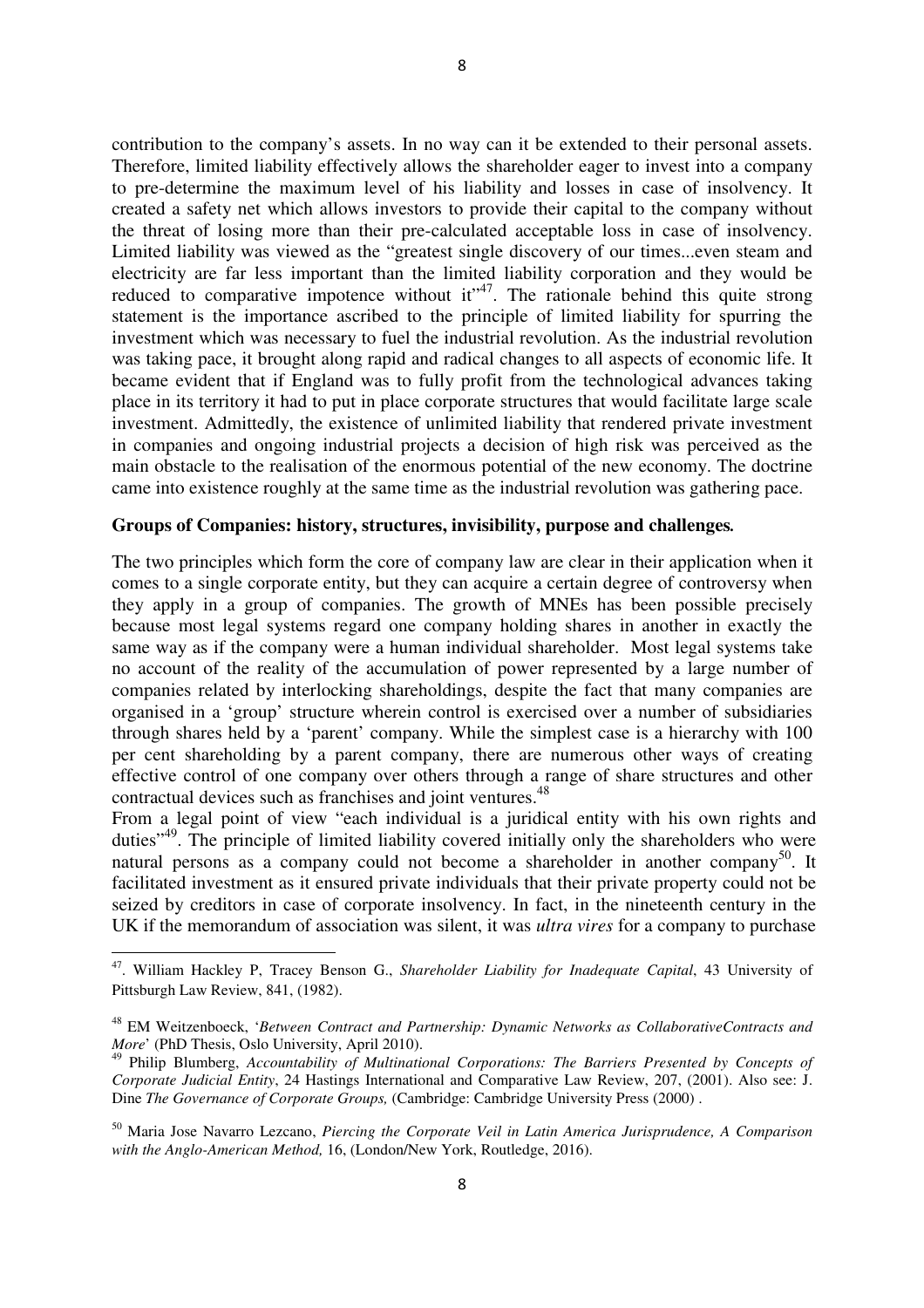contribution to the company's assets. In no way can it be extended to their personal assets. Therefore, limited liability effectively allows the shareholder eager to invest into a company to pre-determine the maximum level of his liability and losses in case of insolvency. It created a safety net which allows investors to provide their capital to the company without the threat of losing more than their pre-calculated acceptable loss in case of insolvency. Limited liability was viewed as the "greatest single discovery of our times...even steam and electricity are far less important than the limited liability corporation and they would be reduced to comparative impotence without it"[47]. The rationale behind this quite strong statement is the importance ascribed to the principle of limited liability for spurring the investment which was necessary to fuel the industrial revolution. As the industrial revolution was taking pace, it brought along rapid and radical changes to all aspects of economic life. It became evident that if England was to fully profit from the technological advances taking place in its territory it had to put in place corporate structures that would facilitate large scale investment. Admittedly, the existence of unlimited liability that rendered private investment in companies and ongoing industrial projects a decision of high risk was perceived as the main obstacle to the realisation of the enormous potential of the new economy. The doctrine came into existence roughly at the same time as the industrial revolution was gathering pace.

**Groups of Companies: history, structures, invisibility, purpose and challenges.**

The two principles which form the core of company law are clear in their application when it comes to a single corporate entity, but they can acquire a certain degree of controversy when they apply in a group of companies. The growth of MNEs has been possible precisely because most legal systems regard one company holding shares in another in exactly the same way as if the company were a human individual shareholder. Most legal systems take no account of the reality of the accumulation of power represented by a large number of companies related by interlocking shareholdings, despite the fact that many companies are organised in a 'group' structure wherein control is exercised over a number of subsidiaries through shares held by a 'parent' company. While the simplest case is a hierarchy with 100 per cent shareholding by a parent company, there are numerous other ways of creating effective control of one company over others through a range of share structures and other contractual devices such as franchises and joint ventures.[48]

From a legal point of view "each individual is a juridical entity with his own rights and duties"[49]. The principle of limited liability covered initially only the shareholders who were natural persons as a company could not become a shareholder in another company[50]. It facilitated investment as it ensured private individuals that their private property could not be seized by creditors in case of corporate insolvency. In fact, in the nineteenth century in the UK if the memorandum of association was silent, it was *ultra vires* for a company to purchase

---

[47]. William Hackley P, Tracey Benson G., *Shareholder Liability for Inadequate Capital*, 43 University of Pittsburgh Law Review, 841, (1982).

[48] EM Weitzenboeck, '*Between Contract and Partnership: Dynamic Networks as CollaborativeContracts and More*' (PhD Thesis, Oslo University, April 2010).

[49] Philip Blumberg, *Accountability of Multinational Corporations: The Barriers Presented by Concepts of Corporate Judicial Entity*, 24 Hastings International and Comparative Law Review, 207, (2001). Also see: J. Dine *The Governance of Corporate Groups,* (Cambridge: Cambridge University Press (2000) .

[50] Maria Jose Navarro Lezcano, *Piercing the Corporate Veil in Latin America Jurisprudence, A Comparison with the Anglo-American Method,* 16, (London/New York, Routledge, 2016).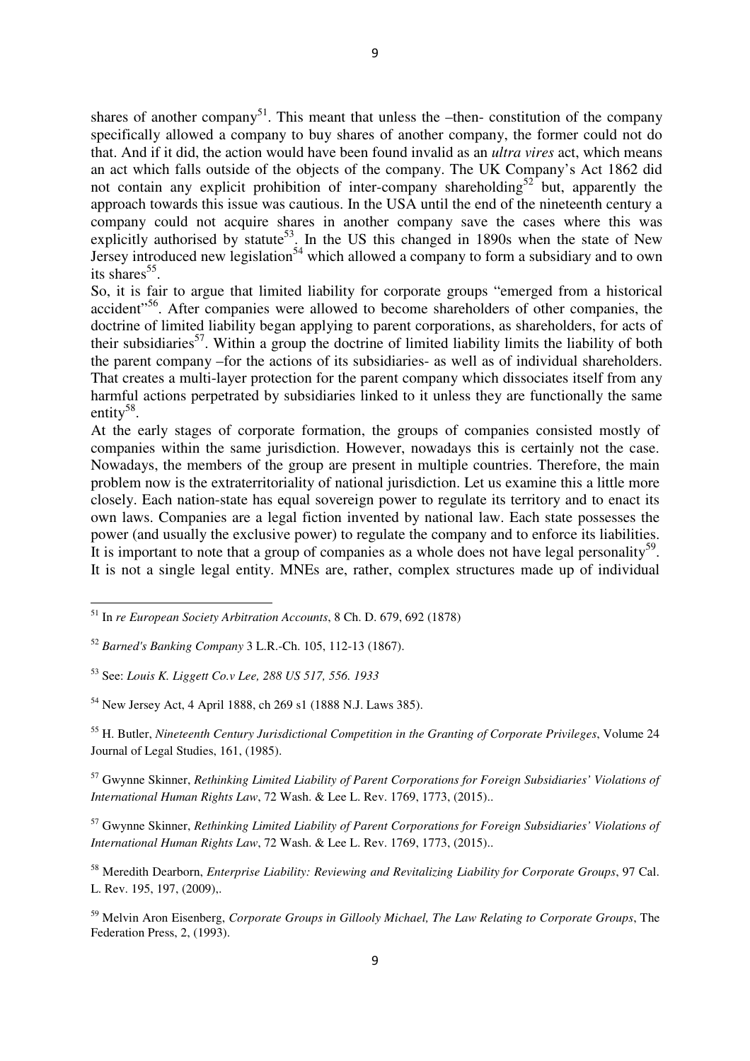shares of another company[51]. This meant that unless the –then- constitution of the company specifically allowed a company to buy shares of another company, the former could not do that. And if it did, the action would have been found invalid as an *ultra vires* act, which means an act which falls outside of the objects of the company. The UK Company's Act 1862 did not contain any explicit prohibition of inter-company shareholding[52] but, apparently the approach towards this issue was cautious. In the USA until the end of the nineteenth century a company could not acquire shares in another company save the cases where this was explicitly authorised by statute[53]. In the US this changed in 1890s when the state of New Jersey introduced new legislation[54] which allowed a company to form a subsidiary and to own its shares[55].

So, it is fair to argue that limited liability for corporate groups "emerged from a historical accident"[56]. After companies were allowed to become shareholders of other companies, the doctrine of limited liability began applying to parent corporations, as shareholders, for acts of their subsidiaries[57]. Within a group the doctrine of limited liability limits the liability of both the parent company –for the actions of its subsidiaries- as well as of individual shareholders. That creates a multi-layer protection for the parent company which dissociates itself from any harmful actions perpetrated by subsidiaries linked to it unless they are functionally the same entity[58].

At the early stages of corporate formation, the groups of companies consisted mostly of companies within the same jurisdiction. However, nowadays this is certainly not the case. Nowadays, the members of the group are present in multiple countries. Therefore, the main problem now is the extraterritoriality of national jurisdiction. Let us examine this a little more closely. Each nation-state has equal sovereign power to regulate its territory and to enact its own laws. Companies are a legal fiction invented by national law. Each state possesses the power (and usually the exclusive power) to regulate the company and to enforce its liabilities. It is important to note that a group of companies as a whole does not have legal personality[59]. It is not a single legal entity. MNEs are, rather, complex structures made up of individual

---

[51] In *re European Society Arbitration Accounts*, 8 Ch. D. 679, 692 (1878)

[52] *Barned's Banking Company* 3 L.R.-Ch. 105, 112-13 (1867).

[53] See: *Louis K. Liggett Co.v Lee, 288 US 517, 556. 1933*

[54] New Jersey Act, 4 April 1888, ch 269 s1 (1888 N.J. Laws 385).

[55] H. Butler, *Nineteenth Century Jurisdictional Competition in the Granting of Corporate Privileges*, Volume 24 Journal of Legal Studies, 161, (1985).

[57] Gwynne Skinner, *Rethinking Limited Liability of Parent Corporations for Foreign Subsidiaries' Violations of International Human Rights Law*, 72 Wash. & Lee L. Rev. 1769, 1773, (2015)..

[57] Gwynne Skinner, *Rethinking Limited Liability of Parent Corporations for Foreign Subsidiaries' Violations of International Human Rights Law*, 72 Wash. & Lee L. Rev. 1769, 1773, (2015)..

[58] Meredith Dearborn, *Enterprise Liability: Reviewing and Revitalizing Liability for Corporate Groups*, 97 Cal. L. Rev. 195, 197, (2009),.

[59] Melvin Aron Eisenberg, *Corporate Groups in Gillooly Michael, The Law Relating to Corporate Groups*, The Federation Press, 2, (1993).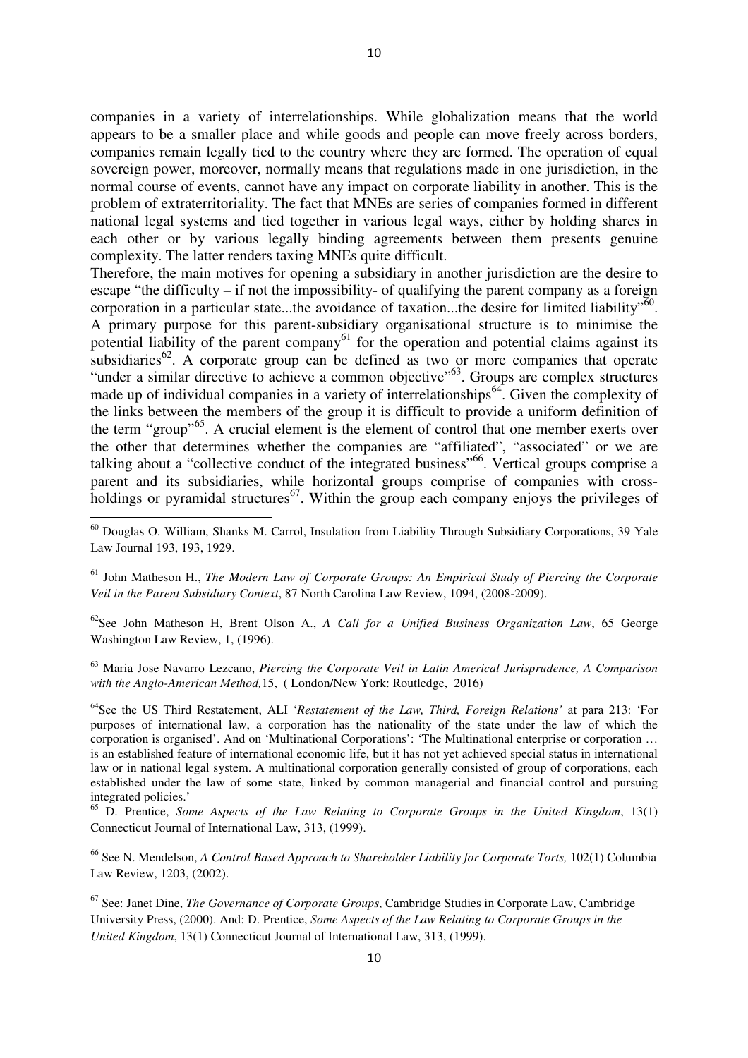companies in a variety of interrelationships. While globalization means that the world appears to be a smaller place and while goods and people can move freely across borders, companies remain legally tied to the country where they are formed. The operation of equal sovereign power, moreover, normally means that regulations made in one jurisdiction, in the normal course of events, cannot have any impact on corporate liability in another. This is the problem of extraterritoriality. The fact that MNEs are series of companies formed in different national legal systems and tied together in various legal ways, either by holding shares in each other or by various legally binding agreements between them presents genuine complexity. The latter renders taxing MNEs quite difficult.

Therefore, the main motives for opening a subsidiary in another jurisdiction are the desire to escape "the difficulty – if not the impossibility- of qualifying the parent company as a foreign corporation in a particular state...the avoidance of taxation...the desire for limited liability"[60]. A primary purpose for this parent-subsidiary organisational structure is to minimise the potential liability of the parent company[61] for the operation and potential claims against its subsidiaries[62]. A corporate group can be defined as two or more companies that operate "under a similar directive to achieve a common objective"[63]. Groups are complex structures made up of individual companies in a variety of interrelationships[64]. Given the complexity of the links between the members of the group it is difficult to provide a uniform definition of the term "group"[65]. A crucial element is the element of control that one member exerts over the other that determines whether the companies are "affiliated", "associated" or we are talking about a "collective conduct of the integrated business"[66]. Vertical groups comprise a parent and its subsidiaries, while horizontal groups comprise of companies with cross-holdings or pyramidal structures[67]. Within the group each company enjoys the privileges of

---

[60] Douglas O. William, Shanks M. Carrol, Insulation from Liability Through Subsidiary Corporations, 39 Yale Law Journal 193, 193, 1929.

[61] John Matheson H., *The Modern Law of Corporate Groups: An Empirical Study of Piercing the Corporate Veil in the Parent Subsidiary Context*, 87 North Carolina Law Review, 1094, (2008-2009).

[62] See John Matheson H, Brent Olson A., *A Call for a Unified Business Organization Law*, 65 George Washington Law Review, 1, (1996).

[63] Maria Jose Navarro Lezcano, *Piercing the Corporate Veil in Latin Americal Jurisprudence, A Comparison with the Anglo-American Method,*15, ( London/New York: Routledge, 2016)

[64] See the US Third Restatement, ALI '*Restatement of the Law, Third, Foreign Relations'* at para 213: 'For purposes of international law, a corporation has the nationality of the state under the law of which the corporation is organised'. And on 'Multinational Corporations': 'The Multinational enterprise or corporation … is an established feature of international economic life, but it has not yet achieved special status in international law or in national legal system. A multinational corporation generally consisted of group of corporations, each established under the law of some state, linked by common managerial and financial control and pursuing integrated policies.'

[65] D. Prentice, *Some Aspects of the Law Relating to Corporate Groups in the United Kingdom*, 13(1) Connecticut Journal of International Law, 313, (1999).

[66] See N. Mendelson, *A Control Based Approach to Shareholder Liability for Corporate Torts,* 102(1) Columbia Law Review, 1203, (2002).

[67] See: Janet Dine, *The Governance of Corporate Groups*, Cambridge Studies in Corporate Law, Cambridge University Press, (2000). And: D. Prentice, *Some Aspects of the Law Relating to Corporate Groups in the United Kingdom*, 13(1) Connecticut Journal of International Law, 313, (1999).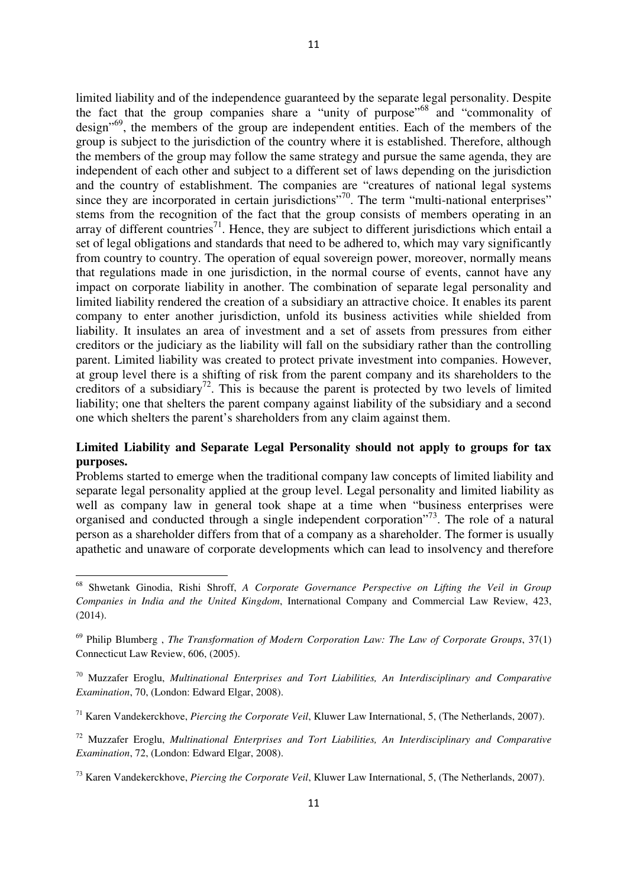limited liability and of the independence guaranteed by the separate legal personality. Despite the fact that the group companies share a "unity of purpose"[68] and "commonality of design"[69], the members of the group are independent entities. Each of the members of the group is subject to the jurisdiction of the country where it is established. Therefore, although the members of the group may follow the same strategy and pursue the same agenda, they are independent of each other and subject to a different set of laws depending on the jurisdiction and the country of establishment. The companies are "creatures of national legal systems since they are incorporated in certain jurisdictions"[70]. The term "multi-national enterprises" stems from the recognition of the fact that the group consists of members operating in an array of different countries[71]. Hence, they are subject to different jurisdictions which entail a set of legal obligations and standards that need to be adhered to, which may vary significantly from country to country. The operation of equal sovereign power, moreover, normally means that regulations made in one jurisdiction, in the normal course of events, cannot have any impact on corporate liability in another. The combination of separate legal personality and limited liability rendered the creation of a subsidiary an attractive choice. It enables its parent company to enter another jurisdiction, unfold its business activities while shielded from liability. It insulates an area of investment and a set of assets from pressures from either creditors or the judiciary as the liability will fall on the subsidiary rather than the controlling parent. Limited liability was created to protect private investment into companies. However, at group level there is a shifting of risk from the parent company and its shareholders to the creditors of a subsidiary[72]. This is because the parent is protected by two levels of limited liability; one that shelters the parent company against liability of the subsidiary and a second one which shelters the parent's shareholders from any claim against them.

**Limited Liability and Separate Legal Personality should not apply to groups for tax purposes.**

Problems started to emerge when the traditional company law concepts of limited liability and separate legal personality applied at the group level. Legal personality and limited liability as well as company law in general took shape at a time when "business enterprises were organised and conducted through a single independent corporation"[73]. The role of a natural person as a shareholder differs from that of a company as a shareholder. The former is usually apathetic and unaware of corporate developments which can lead to insolvency and therefore

---

[68] Shwetank Ginodia, Rishi Shroff, *A Corporate Governance Perspective on Lifting the Veil in Group Companies in India and the United Kingdom*, International Company and Commercial Law Review, 423, (2014).

[69] Philip Blumberg , *The Transformation of Modern Corporation Law: The Law of Corporate Groups*, 37(1) Connecticut Law Review, 606, (2005).

[70] Muzzafer Eroglu, *Multinational Enterprises and Tort Liabilities, An Interdisciplinary and Comparative Examination*, 70, (London: Edward Elgar, 2008).

[71] Karen Vandekerckhove, *Piercing the Corporate Veil*, Kluwer Law International, 5, (The Netherlands, 2007).

[72] Muzzafer Eroglu, *Multinational Enterprises and Tort Liabilities, An Interdisciplinary and Comparative Examination*, 72, (London: Edward Elgar, 2008).

[73] Karen Vandekerckhove, *Piercing the Corporate Veil*, Kluwer Law International, 5, (The Netherlands, 2007).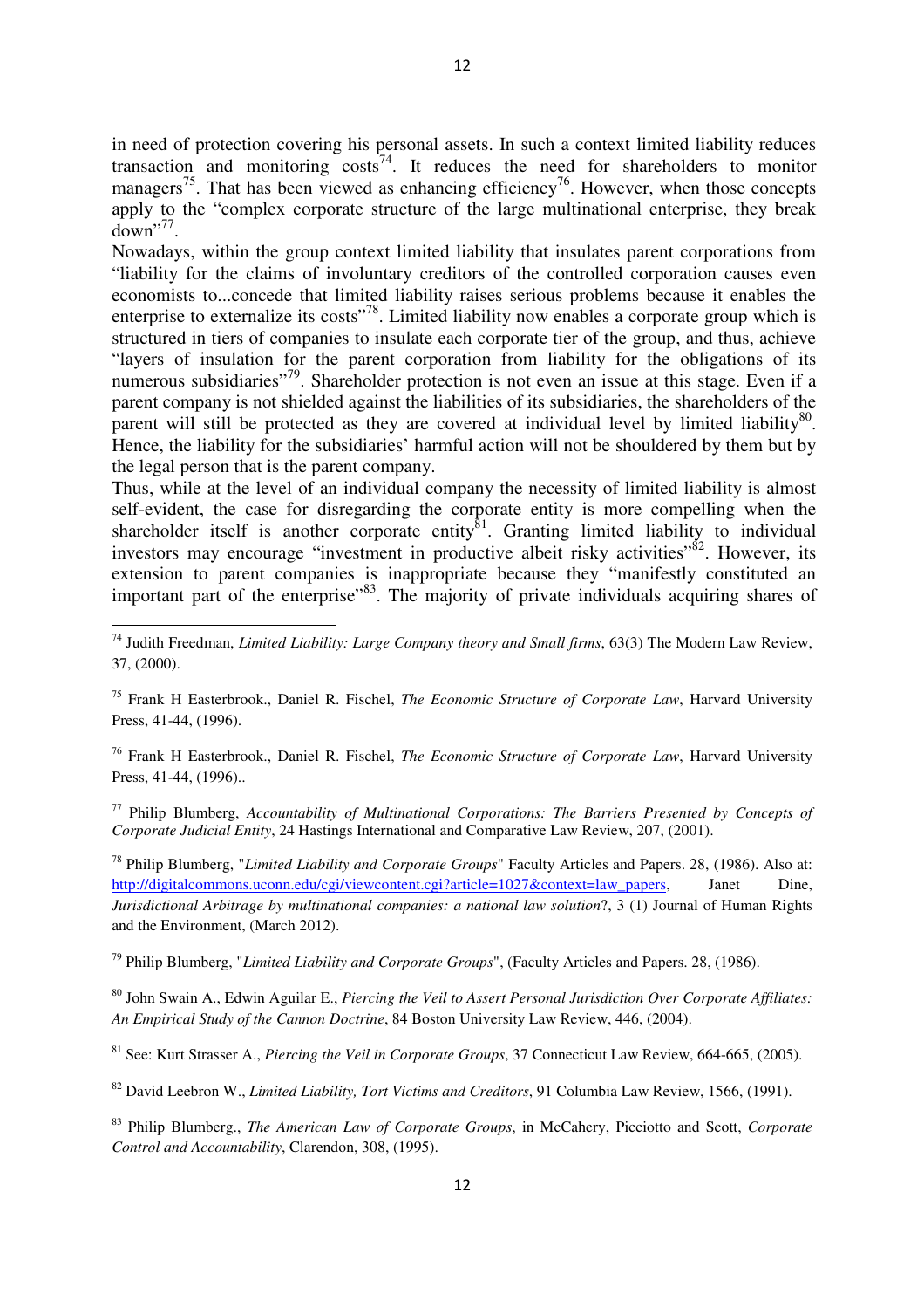in need of protection covering his personal assets. In such a context limited liability reduces transaction and monitoring costs[74]. It reduces the need for shareholders to monitor managers[75]. That has been viewed as enhancing efficiency[76]. However, when those concepts apply to the "complex corporate structure of the large multinational enterprise, they break down"[77].

Nowadays, within the group context limited liability that insulates parent corporations from "liability for the claims of involuntary creditors of the controlled corporation causes even economists to...concede that limited liability raises serious problems because it enables the enterprise to externalize its costs"[78]. Limited liability now enables a corporate group which is structured in tiers of companies to insulate each corporate tier of the group, and thus, achieve "layers of insulation for the parent corporation from liability for the obligations of its numerous subsidiaries"[79]. Shareholder protection is not even an issue at this stage. Even if a parent company is not shielded against the liabilities of its subsidiaries, the shareholders of the parent will still be protected as they are covered at individual level by limited liability[80]. Hence, the liability for the subsidiaries' harmful action will not be shouldered by them but by the legal person that is the parent company.

Thus, while at the level of an individual company the necessity of limited liability is almost self-evident, the case for disregarding the corporate entity is more compelling when the shareholder itself is another corporate entity[81]. Granting limited liability to individual investors may encourage "investment in productive albeit risky activities"[82]. However, its extension to parent companies is inappropriate because they "manifestly constituted an important part of the enterprise"[83]. The majority of private individuals acquiring shares of

---

[74] Judith Freedman, *Limited Liability: Large Company theory and Small firms*, 63(3) The Modern Law Review, 37, (2000).

[75] Frank H Easterbrook., Daniel R. Fischel, *The Economic Structure of Corporate Law*, Harvard University Press, 41-44, (1996).

[76] Frank H Easterbrook., Daniel R. Fischel, *The Economic Structure of Corporate Law*, Harvard University Press, 41-44, (1996)..

[77] Philip Blumberg, *Accountability of Multinational Corporations: The Barriers Presented by Concepts of Corporate Judicial Entity*, 24 Hastings International and Comparative Law Review, 207, (2001).

[78] Philip Blumberg, "*Limited Liability and Corporate Groups*" Faculty Articles and Papers. 28, (1986). Also at: http://digitalcommons.uconn.edu/cgi/viewcontent.cgi?article=1027&context=law_papers, Janet Dine, *Jurisdictional Arbitrage by multinational companies: a national law solution*?, 3 (1) Journal of Human Rights and the Environment, (March 2012).

[79] Philip Blumberg, "*Limited Liability and Corporate Groups*", (Faculty Articles and Papers. 28, (1986).

[80] John Swain A., Edwin Aguilar E., *Piercing the Veil to Assert Personal Jurisdiction Over Corporate Affiliates: An Empirical Study of the Cannon Doctrine*, 84 Boston University Law Review, 446, (2004).

[81] See: Kurt Strasser A., *Piercing the Veil in Corporate Groups*, 37 Connecticut Law Review, 664-665, (2005).

[82] David Leebron W., *Limited Liability, Tort Victims and Creditors*, 91 Columbia Law Review, 1566, (1991).

[83] Philip Blumberg., *The American Law of Corporate Groups*, in McCahery, Picciotto and Scott, *Corporate Control and Accountability*, Clarendon, 308, (1995).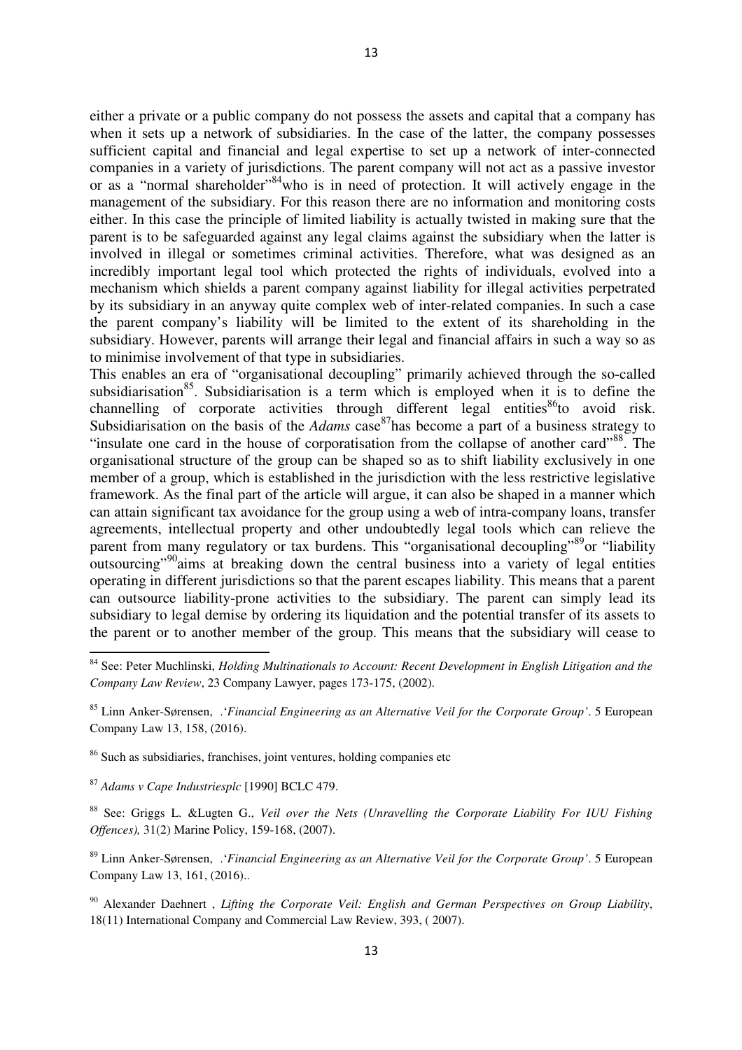either a private or a public company do not possess the assets and capital that a company has when it sets up a network of subsidiaries. In the case of the latter, the company possesses sufficient capital and financial and legal expertise to set up a network of inter-connected companies in a variety of jurisdictions. The parent company will not act as a passive investor or as a "normal shareholder"[84]who is in need of protection. It will actively engage in the management of the subsidiary. For this reason there are no information and monitoring costs either. In this case the principle of limited liability is actually twisted in making sure that the parent is to be safeguarded against any legal claims against the subsidiary when the latter is involved in illegal or sometimes criminal activities. Therefore, what was designed as an incredibly important legal tool which protected the rights of individuals, evolved into a mechanism which shields a parent company against liability for illegal activities perpetrated by its subsidiary in an anyway quite complex web of inter-related companies. In such a case the parent company's liability will be limited to the extent of its shareholding in the subsidiary. However, parents will arrange their legal and financial affairs in such a way so as to minimise involvement of that type in subsidiaries.

This enables an era of "organisational decoupling" primarily achieved through the so-called subsidiarisation[85]. Subsidiarisation is a term which is employed when it is to define the channelling of corporate activities through different legal entities[86]to avoid risk. Subsidiarisation on the basis of the *Adams* case[87]has become a part of a business strategy to "insulate one card in the house of corporatisation from the collapse of another card"[88]. The organisational structure of the group can be shaped so as to shift liability exclusively in one member of a group, which is established in the jurisdiction with the less restrictive legislative framework. As the final part of the article will argue, it can also be shaped in a manner which can attain significant tax avoidance for the group using a web of intra-company loans, transfer agreements, intellectual property and other undoubtedly legal tools which can relieve the parent from many regulatory or tax burdens. This "organisational decoupling"[89]or "liability outsourcing"[90]aims at breaking down the central business into a variety of legal entities operating in different jurisdictions so that the parent escapes liability. This means that a parent can outsource liability-prone activities to the subsidiary. The parent can simply lead its subsidiary to legal demise by ordering its liquidation and the potential transfer of its assets to the parent or to another member of the group. This means that the subsidiary will cease to

---

[84] See: Peter Muchlinski, *Holding Multinationals to Account: Recent Development in English Litigation and the Company Law Review*, 23 Company Lawyer, pages 173-175, (2002).

[85] Linn Anker-Sørensen, .'*Financial Engineering as an Alternative Veil for the Corporate Group'*. 5 European Company Law 13, 158, (2016).

[86] Such as subsidiaries, franchises, joint ventures, holding companies etc

[87] *Adams v Cape Industriesplc* [1990] BCLC 479.

[88] See: Griggs L. &Lugten G., *Veil over the Nets (Unravelling the Corporate Liability For IUU Fishing Offences),* 31(2) Marine Policy, 159-168, (2007).

[89] Linn Anker-Sørensen, .'*Financial Engineering as an Alternative Veil for the Corporate Group'*. 5 European Company Law 13, 161, (2016)..

[90] Alexander Daehnert , *Lifting the Corporate Veil: English and German Perspectives on Group Liability*, 18(11) International Company and Commercial Law Review, 393, ( 2007).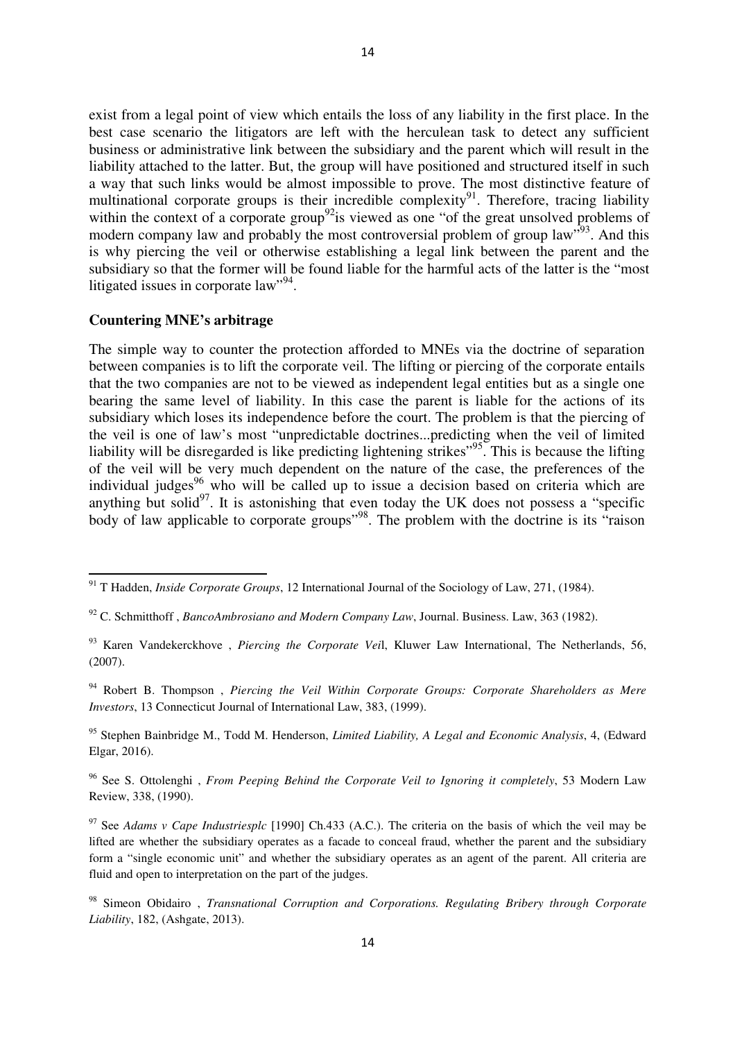exist from a legal point of view which entails the loss of any liability in the first place. In the best case scenario the litigators are left with the herculean task to detect any sufficient business or administrative link between the subsidiary and the parent which will result in the liability attached to the latter. But, the group will have positioned and structured itself in such a way that such links would be almost impossible to prove. The most distinctive feature of multinational corporate groups is their incredible complexity[91]. Therefore, tracing liability within the context of a corporate group[92]is viewed as one "of the great unsolved problems of modern company law and probably the most controversial problem of group law"[93]. And this is why piercing the veil or otherwise establishing a legal link between the parent and the subsidiary so that the former will be found liable for the harmful acts of the latter is the "most litigated issues in corporate law"[94].

**Countering MNE's arbitrage**

The simple way to counter the protection afforded to MNEs via the doctrine of separation between companies is to lift the corporate veil. The lifting or piercing of the corporate entails that the two companies are not to be viewed as independent legal entities but as a single one bearing the same level of liability. In this case the parent is liable for the actions of its subsidiary which loses its independence before the court. The problem is that the piercing of the veil is one of law's most "unpredictable doctrines...predicting when the veil of limited liability will be disregarded is like predicting lightening strikes"[95]. This is because the lifting of the veil will be very much dependent on the nature of the case, the preferences of the individual judges[96] who will be called up to issue a decision based on criteria which are anything but solid[97]. It is astonishing that even today the UK does not possess a "specific body of law applicable to corporate groups"[98]. The problem with the doctrine is its "raison

[91] T Hadden, *Inside Corporate Groups*, 12 International Journal of the Sociology of Law, 271, (1984).

[92] C. Schmitthoff , *BancoAmbrosiano and Modern Company Law*, Journal. Business. Law, 363 (1982).

[93] Karen Vandekerckhove , *Piercing the Corporate Veil*, Kluwer Law International, The Netherlands, 56, (2007).

[94] Robert B. Thompson , *Piercing the Veil Within Corporate Groups: Corporate Shareholders as Mere Investors*, 13 Connecticut Journal of International Law, 383, (1999).

[95] Stephen Bainbridge M., Todd M. Henderson, *Limited Liability, A Legal and Economic Analysis*, 4, (Edward Elgar, 2016).

[96] See S. Ottolenghi , *From Peeping Behind the Corporate Veil to Ignoring it completely*, 53 Modern Law Review, 338, (1990).

[97] See *Adams v Cape Industriesplc* [1990] Ch.433 (A.C.). The criteria on the basis of which the veil may be lifted are whether the subsidiary operates as a facade to conceal fraud, whether the parent and the subsidiary form a "single economic unit" and whether the subsidiary operates as an agent of the parent. All criteria are fluid and open to interpretation on the part of the judges.

[98] Simeon Obidairo , *Transnational Corruption and Corporations. Regulating Bribery through Corporate Liability*, 182, (Ashgate, 2013).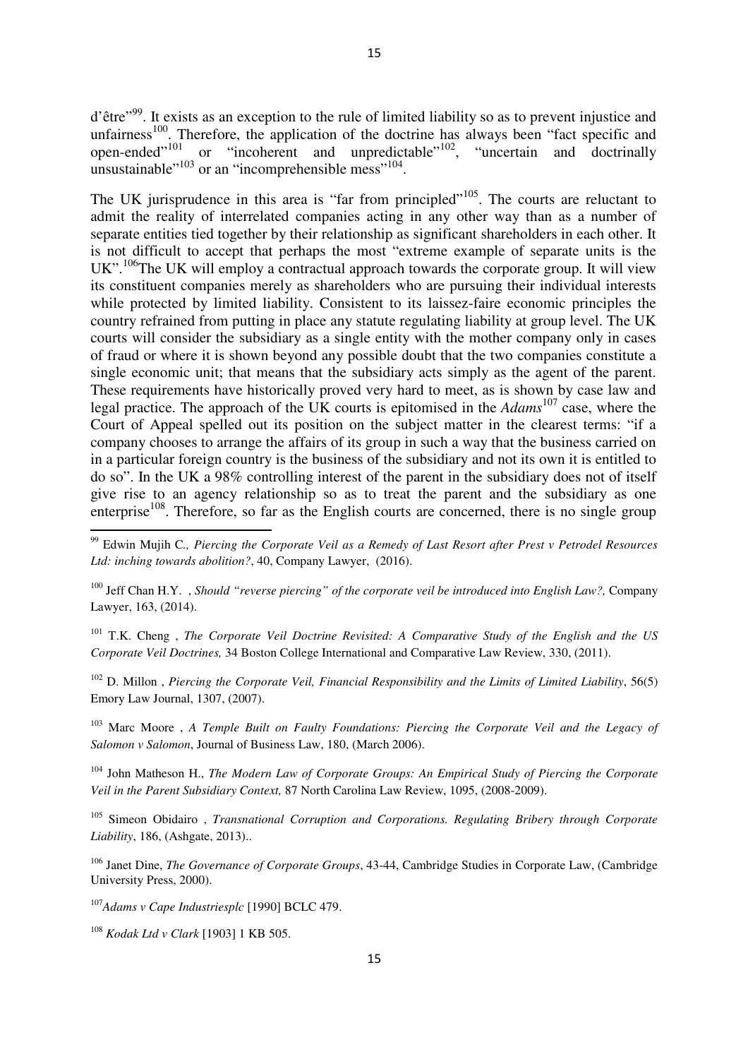d'être"[99]. It exists as an exception to the rule of limited liability so as to prevent injustice and unfairness[100]. Therefore, the application of the doctrine has always been "fact specific and open-ended"[101] or "incoherent and unpredictable"[102], "uncertain and doctrinally unsustainable"[103] or an "incomprehensible mess"[104].

The UK jurisprudence in this area is "far from principled"[105]. The courts are reluctant to admit the reality of interrelated companies acting in any other way than as a number of separate entities tied together by their relationship as significant shareholders in each other. It is not difficult to accept that perhaps the most "extreme example of separate units is the UK".[106]The UK will employ a contractual approach towards the corporate group. It will view its constituent companies merely as shareholders who are pursuing their individual interests while protected by limited liability. Consistent to its laissez-faire economic principles the country refrained from putting in place any statute regulating liability at group level. The UK courts will consider the subsidiary as a single entity with the mother company only in cases of fraud or where it is shown beyond any possible doubt that the two companies constitute a single economic unit; that means that the subsidiary acts simply as the agent of the parent. These requirements have historically proved very hard to meet, as is shown by case law and legal practice. The approach of the UK courts is epitomised in the *Adams*[107] case, where the Court of Appeal spelled out its position on the subject matter in the clearest terms: "if a company chooses to arrange the affairs of its group in such a way that the business carried on in a particular foreign country is the business of the subsidiary and not its own it is entitled to do so". In the UK a 98% controlling interest of the parent in the subsidiary does not of itself give rise to an agency relationship so as to treat the parent and the subsidiary as one enterprise[108]. Therefore, so far as the English courts are concerned, there is no single group

---

[99] Edwin Mujih C*., Piercing the Corporate Veil as a Remedy of Last Resort after Prest v Petrodel Resources Ltd: inching towards abolition?*, 40, Company Lawyer, (2016).

[100] Jeff Chan H.Y. , *Should "reverse piercing" of the corporate veil be introduced into English Law?,* Company Lawyer, 163, (2014).

[101] T.K. Cheng , *The Corporate Veil Doctrine Revisited: A Comparative Study of the English and the US Corporate Veil Doctrines,* 34 Boston College International and Comparative Law Review, 330, (2011).

[102] D. Millon , *Piercing the Corporate Veil, Financial Responsibility and the Limits of Limited Liability*, 56(5) Emory Law Journal, 1307, (2007).

[103] Marc Moore , *A Temple Built on Faulty Foundations: Piercing the Corporate Veil and the Legacy of Salomon v Salomon*, Journal of Business Law, 180, (March 2006).

[104] John Matheson H., *The Modern Law of Corporate Groups: An Empirical Study of Piercing the Corporate Veil in the Parent Subsidiary Context,* 87 North Carolina Law Review, 1095, (2008-2009).

[105] Simeon Obidairo , *Transnational Corruption and Corporations. Regulating Bribery through Corporate Liability*, 186, (Ashgate, 2013)..

[106] Janet Dine, *The Governance of Corporate Groups*, 43-44, Cambridge Studies in Corporate Law, (Cambridge University Press, 2000).

[107]*Adams v Cape Industriesplc* [1990] BCLC 479.

[108] *Kodak Ltd v Clark* [1903] 1 KB 505.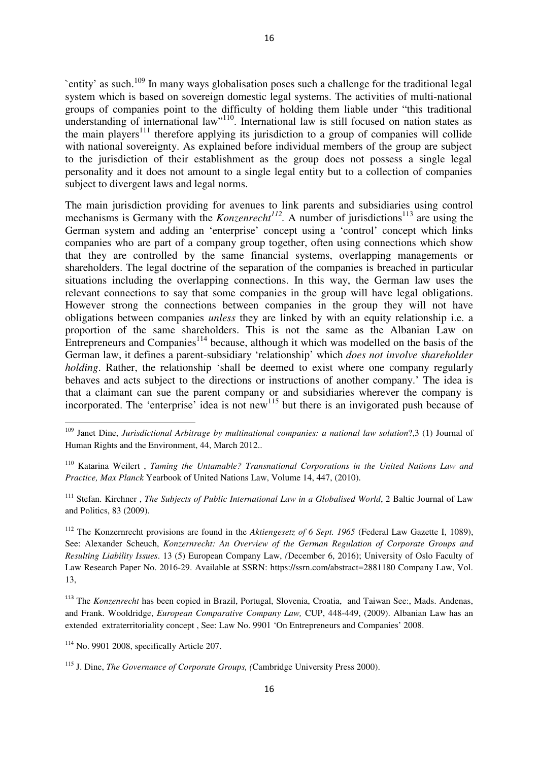`entity' as such.[109] In many ways globalisation poses such a challenge for the traditional legal system which is based on sovereign domestic legal systems. The activities of multi-national groups of companies point to the difficulty of holding them liable under "this traditional understanding of international law"[110]. International law is still focused on nation states as the main players[111] therefore applying its jurisdiction to a group of companies will collide with national sovereignty. As explained before individual members of the group are subject to the jurisdiction of their establishment as the group does not possess a single legal personality and it does not amount to a single legal entity but to a collection of companies subject to divergent laws and legal norms.

The main jurisdiction providing for avenues to link parents and subsidiaries using control mechanisms is Germany with the *Konzenrecht*[112]. A number of jurisdictions[113] are using the German system and adding an 'enterprise' concept using a 'control' concept which links companies who are part of a company group together, often using connections which show that they are controlled by the same financial systems, overlapping managements or shareholders. The legal doctrine of the separation of the companies is breached in particular situations including the overlapping connections. In this way, the German law uses the relevant connections to say that some companies in the group will have legal obligations. However strong the connections between companies in the group they will not have obligations between companies *unless* they are linked by with an equity relationship i.e. a proportion of the same shareholders. This is not the same as the Albanian Law on Entrepreneurs and Companies[114] because, although it which was modelled on the basis of the German law, it defines a parent-subsidiary 'relationship' which *does not involve shareholder holding*. Rather, the relationship 'shall be deemed to exist where one company regularly behaves and acts subject to the directions or instructions of another company.' The idea is that a claimant can sue the parent company or and subsidiaries wherever the company is incorporated. The 'enterprise' idea is not new[115] but there is an invigorated push because of

---

[109] Janet Dine, *Jurisdictional Arbitrage by multinational companies: a national law solution*?,3 (1) Journal of Human Rights and the Environment, 44, March 2012..

[110] Katarina Weilert , *Taming the Untamable? Transnational Corporations in the United Nations Law and Practice, Max Planck* Yearbook of United Nations Law, Volume 14, 447, (2010).

[111] Stefan. Kirchner , *The Subjects of Public International Law in a Globalised World*, 2 Baltic Journal of Law and Politics, 83 (2009).

[112] The Konzernrecht provisions are found in the *Aktiengesetz of 6 Sept. 1965* (Federal Law Gazette I, 1089), See: Alexander Scheuch, *Konzernrecht: An Overview of the German Regulation of Corporate Groups and Resulting Liability Issues*. 13 (5) European Company Law, *(*December 6, 2016); University of Oslo Faculty of Law Research Paper No. 2016-29. Available at SSRN: https://ssrn.com/abstract=2881180 Company Law, Vol. 13,

[113] The *Konzenrecht* has been copied in Brazil, Portugal, Slovenia, Croatia, and Taiwan See:, Mads. Andenas, and Frank. Wooldridge, *European Comparative Company Law,* CUP, 448-449, (2009). Albanian Law has an extended extraterritoriality concept , See: Law No. 9901 'On Entrepreneurs and Companies' 2008.

[114] No. 9901 2008, specifically Article 207.

[115] J. Dine, *The Governance of Corporate Groups, (*Cambridge University Press 2000).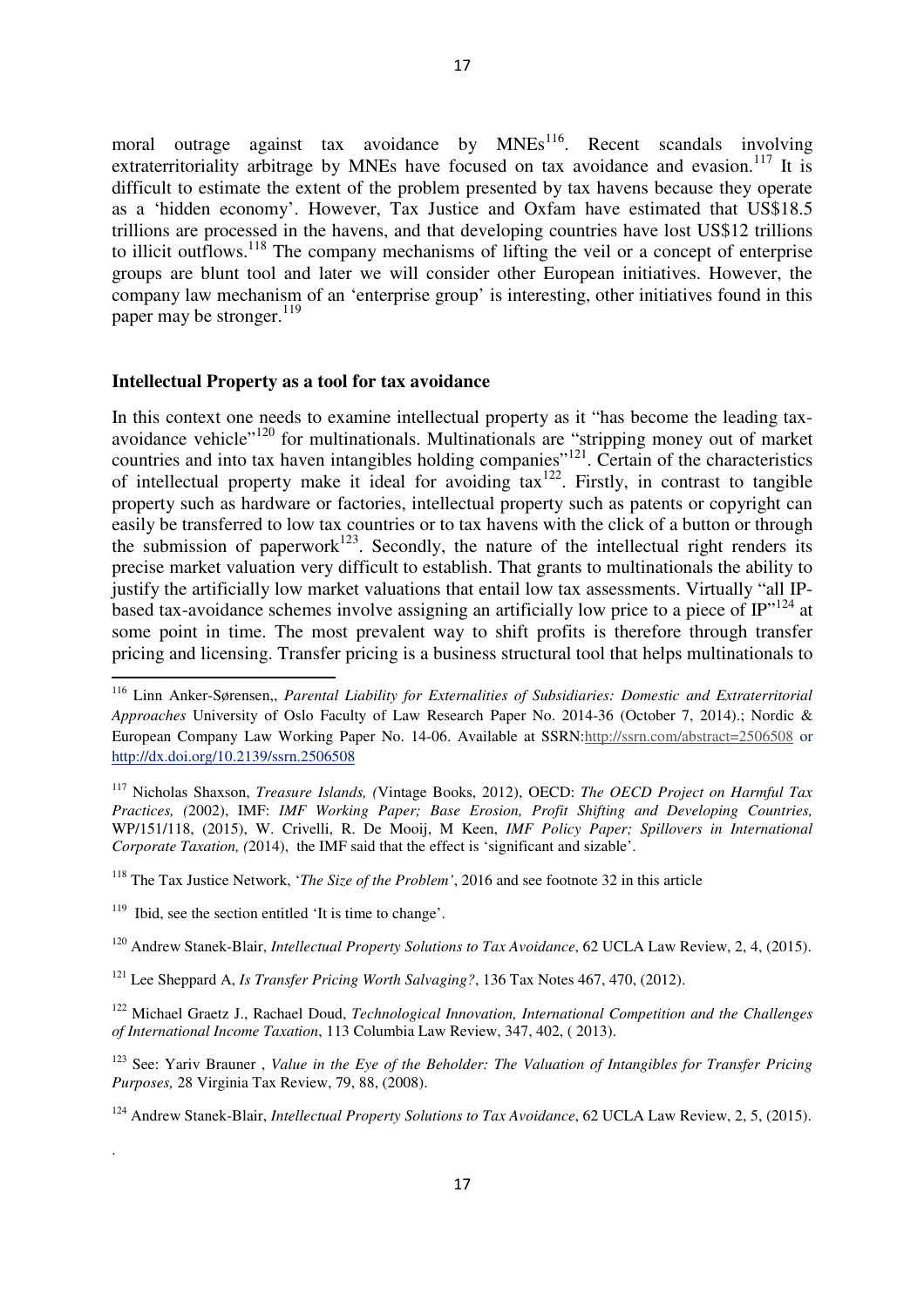moral outrage against tax avoidance by MNEs[116]. Recent scandals involving extraterritoriality arbitrage by MNEs have focused on tax avoidance and evasion.[117] It is difficult to estimate the extent of the problem presented by tax havens because they operate as a 'hidden economy'. However, Tax Justice and Oxfam have estimated that US$18.5 trillions are processed in the havens, and that developing countries have lost US$12 trillions to illicit outflows.[118] The company mechanisms of lifting the veil or a concept of enterprise groups are blunt tool and later we will consider other European initiatives. However, the company law mechanism of an 'enterprise group' is interesting, other initiatives found in this paper may be stronger.[119]

**Intellectual Property as a tool for tax avoidance**

In this context one needs to examine intellectual property as it "has become the leading tax-avoidance vehicle"[120] for multinationals. Multinationals are "stripping money out of market countries and into tax haven intangibles holding companies"[121]. Certain of the characteristics of intellectual property make it ideal for avoiding tax[122]. Firstly, in contrast to tangible property such as hardware or factories, intellectual property such as patents or copyright can easily be transferred to low tax countries or to tax havens with the click of a button or through the submission of paperwork[123]. Secondly, the nature of the intellectual right renders its precise market valuation very difficult to establish. That grants to multinationals the ability to justify the artificially low market valuations that entail low tax assessments. Virtually "all IP-based tax-avoidance schemes involve assigning an artificially low price to a piece of IP"[124] at some point in time. The most prevalent way to shift profits is therefore through transfer pricing and licensing. Transfer pricing is a business structural tool that helps multinationals to

---

[116] Linn Anker-Sørensen,, *Parental Liability for Externalities of Subsidiaries: Domestic and Extraterritorial Approaches* University of Oslo Faculty of Law Research Paper No. 2014-36 (October 7, 2014).; Nordic & European Company Law Working Paper No. 14-06. Available at SSRN:http://ssrn.com/abstract=2506508 or http://dx.doi.org/10.2139/ssrn.2506508

[117] Nicholas Shaxson, *Treasure Islands, (*Vintage Books, 2012), OECD: *The OECD Project on Harmful Tax Practices, (*2002), IMF: *IMF Working Paper; Base Erosion, Profit Shifting and Developing Countries,* WP/151/118, (2015), W. Crivelli, R. De Mooij, M Keen, *IMF Policy Paper; Spillovers in International Corporate Taxation, (*2014), the IMF said that the effect is 'significant and sizable'.

[118] The Tax Justice Network, '*The Size of the Problem'*, 2016 and see footnote 32 in this article

[119] Ibid, see the section entitled 'It is time to change'.

[120] Andrew Stanek-Blair, *Intellectual Property Solutions to Tax Avoidance*, 62 UCLA Law Review, 2, 4, (2015).

[121] Lee Sheppard A, *Is Transfer Pricing Worth Salvaging?*, 136 Tax Notes 467, 470, (2012).

[122] Michael Graetz J., Rachael Doud, *Technological Innovation, International Competition and the Challenges of International Income Taxation*, 113 Columbia Law Review, 347, 402, ( 2013).

[123] See: Yariv Brauner , *Value in the Eye of the Beholder: The Valuation of Intangibles for Transfer Pricing Purposes,* 28 Virginia Tax Review, 79, 88, (2008).

[124] Andrew Stanek-Blair, *Intellectual Property Solutions to Tax Avoidance*, 62 UCLA Law Review, 2, 5, (2015).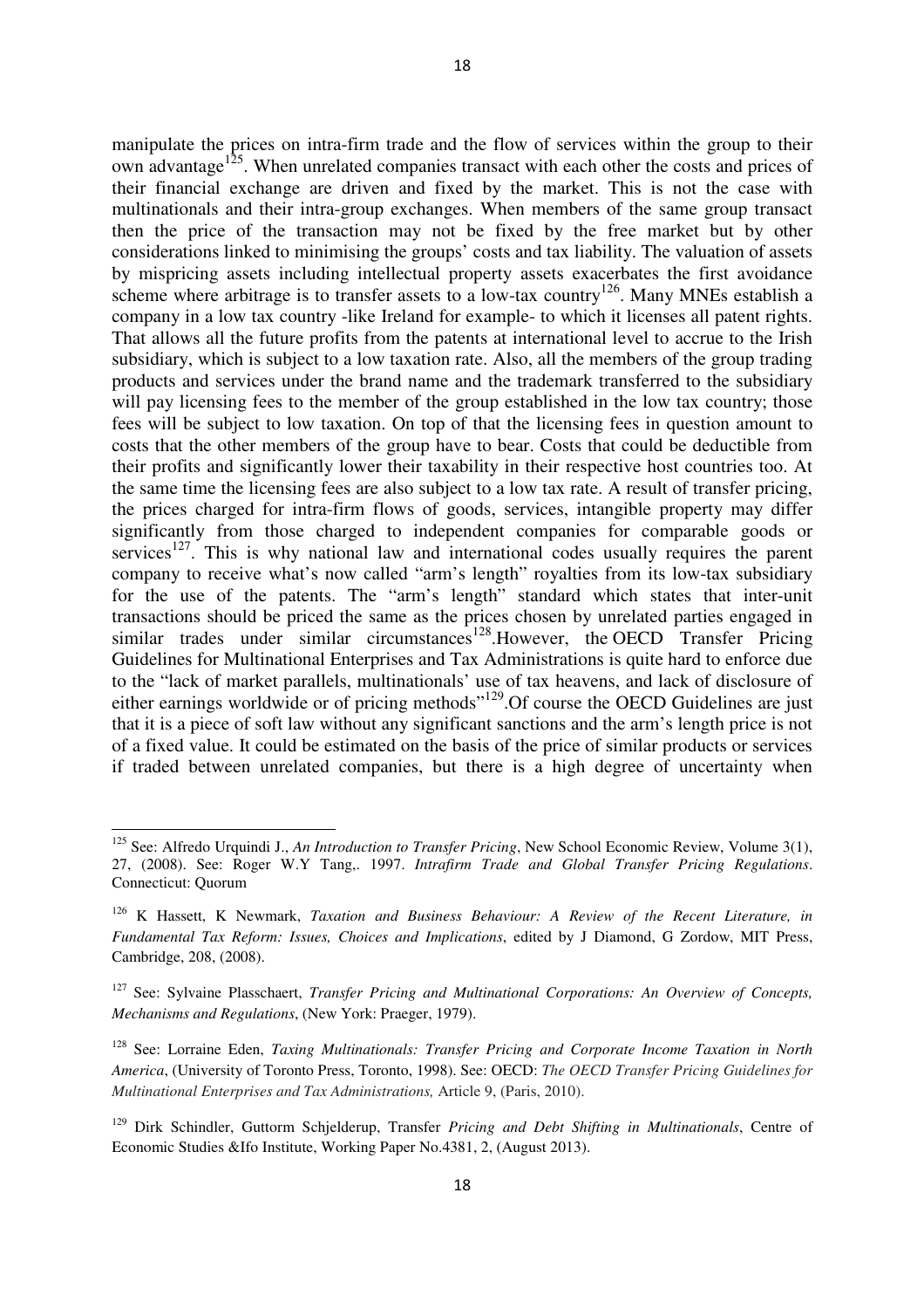manipulate the prices on intra-firm trade and the flow of services within the group to their own advantage[125]. When unrelated companies transact with each other the costs and prices of their financial exchange are driven and fixed by the market. This is not the case with multinationals and their intra-group exchanges. When members of the same group transact then the price of the transaction may not be fixed by the free market but by other considerations linked to minimising the groups' costs and tax liability. The valuation of assets by mispricing assets including intellectual property assets exacerbates the first avoidance scheme where arbitrage is to transfer assets to a low-tax country[126]. Many MNEs establish a company in a low tax country -like Ireland for example- to which it licenses all patent rights. That allows all the future profits from the patents at international level to accrue to the Irish subsidiary, which is subject to a low taxation rate. Also, all the members of the group trading products and services under the brand name and the trademark transferred to the subsidiary will pay licensing fees to the member of the group established in the low tax country; those fees will be subject to low taxation. On top of that the licensing fees in question amount to costs that the other members of the group have to bear. Costs that could be deductible from their profits and significantly lower their taxability in their respective host countries too. At the same time the licensing fees are also subject to a low tax rate. A result of transfer pricing, the prices charged for intra-firm flows of goods, services, intangible property may differ significantly from those charged to independent companies for comparable goods or services[127]. This is why national law and international codes usually requires the parent company to receive what's now called "arm's length" royalties from its low-tax subsidiary for the use of the patents. The "arm's length" standard which states that inter-unit transactions should be priced the same as the prices chosen by unrelated parties engaged in similar trades under similar circumstances[128].However, the OECD Transfer Pricing Guidelines for Multinational Enterprises and Tax Administrations is quite hard to enforce due to the "lack of market parallels, multinationals' use of tax heavens, and lack of disclosure of either earnings worldwide or of pricing methods"[129].Of course the OECD Guidelines are just that it is a piece of soft law without any significant sanctions and the arm's length price is not of a fixed value. It could be estimated on the basis of the price of similar products or services if traded between unrelated companies, but there is a high degree of uncertainty when

---

[125] See: Alfredo Urquindi J., *An Introduction to Transfer Pricing*, New School Economic Review, Volume 3(1), 27, (2008). See: Roger W.Y Tang,. 1997. *Intrafirm Trade and Global Transfer Pricing Regulations*. Connecticut: Quorum

[126] K Hassett, K Newmark, *Taxation and Business Behaviour: A Review of the Recent Literature, in Fundamental Tax Reform: Issues, Choices and Implications*, edited by J Diamond, G Zordow, MIT Press, Cambridge, 208, (2008).

[127] See: Sylvaine Plasschaert, *Transfer Pricing and Multinational Corporations: An Overview of Concepts, Mechanisms and Regulations*, (New York: Praeger, 1979).

[128] See: Lorraine Eden, *Taxing Multinationals: Transfer Pricing and Corporate Income Taxation in North America*, (University of Toronto Press, Toronto, 1998). See: OECD: *The OECD Transfer Pricing Guidelines for Multinational Enterprises and Tax Administrations,* Article 9, (Paris, 2010).

[129] Dirk Schindler, Guttorm Schjelderup, Transfer *Pricing and Debt Shifting in Multinationals*, Centre of Economic Studies &Ifo Institute, Working Paper No.4381, 2, (August 2013).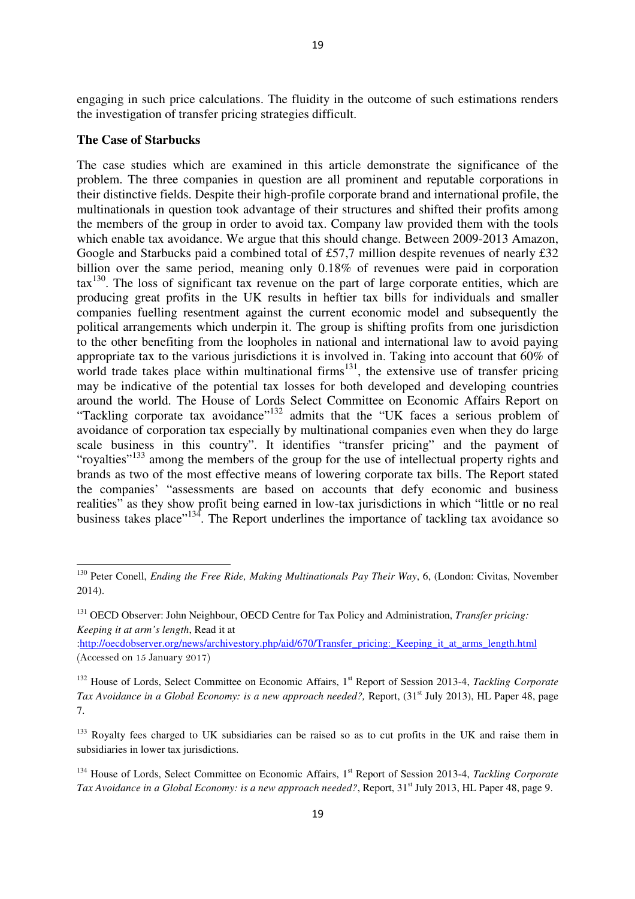engaging in such price calculations. The fluidity in the outcome of such estimations renders the investigation of transfer pricing strategies difficult.

**The Case of Starbucks**

The case studies which are examined in this article demonstrate the significance of the problem. The three companies in question are all prominent and reputable corporations in their distinctive fields. Despite their high-profile corporate brand and international profile, the multinationals in question took advantage of their structures and shifted their profits among the members of the group in order to avoid tax. Company law provided them with the tools which enable tax avoidance. We argue that this should change. Between 2009-2013 Amazon, Google and Starbucks paid a combined total of £57,7 million despite revenues of nearly £32 billion over the same period, meaning only 0.18% of revenues were paid in corporation tax[130]. The loss of significant tax revenue on the part of large corporate entities, which are producing great profits in the UK results in heftier tax bills for individuals and smaller companies fuelling resentment against the current economic model and subsequently the political arrangements which underpin it. The group is shifting profits from one jurisdiction to the other benefiting from the loopholes in national and international law to avoid paying appropriate tax to the various jurisdictions it is involved in. Taking into account that 60% of world trade takes place within multinational firms[131], the extensive use of transfer pricing may be indicative of the potential tax losses for both developed and developing countries around the world. The House of Lords Select Committee on Economic Affairs Report on "Tackling corporate tax avoidance"[132] admits that the "UK faces a serious problem of avoidance of corporation tax especially by multinational companies even when they do large scale business in this country". It identifies "transfer pricing" and the payment of "royalties"[133] among the members of the group for the use of intellectual property rights and brands as two of the most effective means of lowering corporate tax bills. The Report stated the companies' "assessments are based on accounts that defy economic and business realities" as they show profit being earned in low-tax jurisdictions in which "little or no real business takes place"[134]. The Report underlines the importance of tackling tax avoidance so

---

[130] Peter Conell, *Ending the Free Ride, Making Multinationals Pay Their Way*, 6, (London: Civitas, November 2014).

[131] OECD Observer: John Neighbour, OECD Centre for Tax Policy and Administration, *Transfer pricing: Keeping it at arm's length*, Read it at :http://oecdobserver.org/news/archivestory.php/aid/670/Transfer_pricing:_Keeping_it_at_arms_length.html (Accessed on 15 January 2017)

[132] House of Lords, Select Committee on Economic Affairs, 1st Report of Session 2013-4, *Tackling Corporate Tax Avoidance in a Global Economy: is a new approach needed?,* Report, (31st July 2013), HL Paper 48, page 7.

[133] Royalty fees charged to UK subsidiaries can be raised so as to cut profits in the UK and raise them in subsidiaries in lower tax jurisdictions.

[134] House of Lords, Select Committee on Economic Affairs, 1st Report of Session 2013-4, *Tackling Corporate Tax Avoidance in a Global Economy: is a new approach needed?*, Report, 31st July 2013, HL Paper 48, page 9.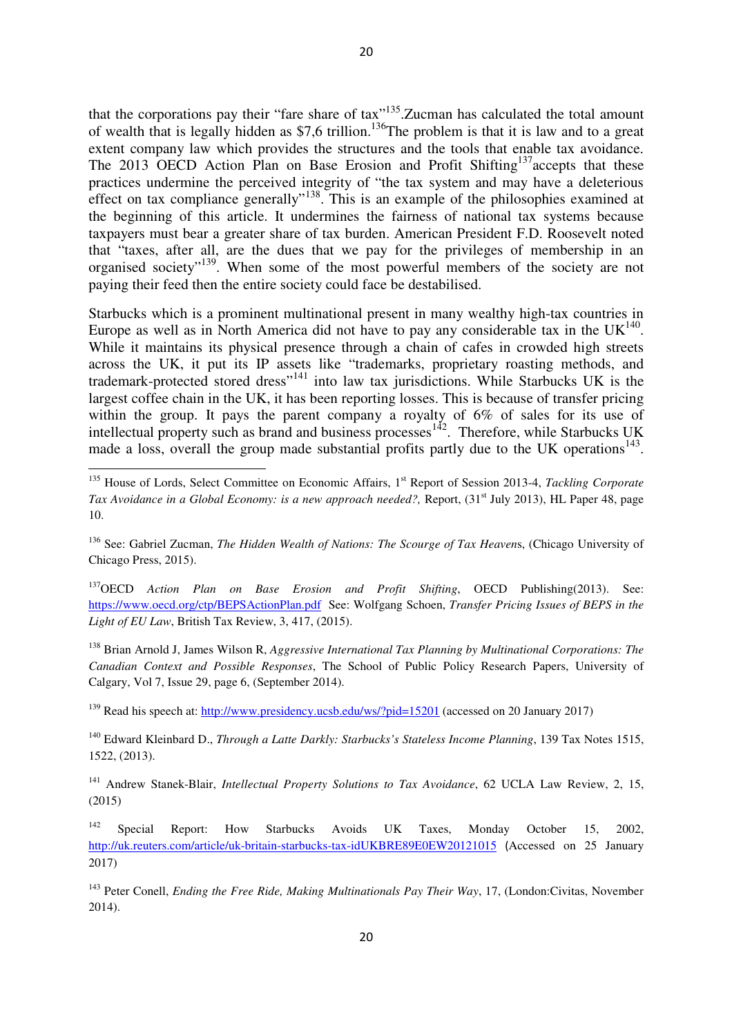that the corporations pay their "fare share of tax"[135].Zucman has calculated the total amount of wealth that is legally hidden as $7,6 trillion.[136]The problem is that it is law and to a great extent company law which provides the structures and the tools that enable tax avoidance. The 2013 OECD Action Plan on Base Erosion and Profit Shifting[137]accepts that these practices undermine the perceived integrity of "the tax system and may have a deleterious effect on tax compliance generally"[138]. This is an example of the philosophies examined at the beginning of this article. It undermines the fairness of national tax systems because taxpayers must bear a greater share of tax burden. American President F.D. Roosevelt noted that "taxes, after all, are the dues that we pay for the privileges of membership in an organised society"[139]. When some of the most powerful members of the society are not paying their feed then the entire society could face be destabilised.

Starbucks which is a prominent multinational present in many wealthy high-tax countries in Europe as well as in North America did not have to pay any considerable tax in the UK[140]. While it maintains its physical presence through a chain of cafes in crowded high streets across the UK, it put its IP assets like "trademarks, proprietary roasting methods, and trademark-protected stored dress"[141] into law tax jurisdictions. While Starbucks UK is the largest coffee chain in the UK, it has been reporting losses. This is because of transfer pricing within the group. It pays the parent company a royalty of 6% of sales for its use of intellectual property such as brand and business processes[142]. Therefore, while Starbucks UK made a loss, overall the group made substantial profits partly due to the UK operations[143].

---

[135] House of Lords, Select Committee on Economic Affairs, 1st Report of Session 2013-4, *Tackling Corporate Tax Avoidance in a Global Economy: is a new approach needed?,* Report, (31st July 2013), HL Paper 48, page 10.

[136] See: Gabriel Zucman, *The Hidden Wealth of Nations: The Scourge of Tax Heaven*s, (Chicago University of Chicago Press, 2015).

[137]OECD *Action Plan on Base Erosion and Profit Shifting*, OECD Publishing(2013). See: https://www.oecd.org/ctp/BEPSActionPlan.pdf See: Wolfgang Schoen, *Transfer Pricing Issues of BEPS in the Light of EU Law*, British Tax Review, 3, 417, (2015).

[138] Brian Arnold J, James Wilson R, *Aggressive International Tax Planning by Multinational Corporations: The Canadian Context and Possible Responses*, The School of Public Policy Research Papers, University of Calgary, Vol 7, Issue 29, page 6, (September 2014).

[139] Read his speech at: http://www.presidency.ucsb.edu/ws/?pid=15201 (accessed on 20 January 2017)

[140] Edward Kleinbard D., *Through a Latte Darkly: Starbucks's Stateless Income Planning*, 139 Tax Notes 1515, 1522, (2013).

[141] Andrew Stanek-Blair, *Intellectual Property Solutions to Tax Avoidance*, 62 UCLA Law Review, 2, 15, (2015)

[142] Special Report: How Starbucks Avoids UK Taxes, Monday October 15, 2002, http://uk.reuters.com/article/uk-britain-starbucks-tax-idUKBRE89E0EW20121015 (Accessed on 25 January 2017)

[143] Peter Conell, *Ending the Free Ride, Making Multinationals Pay Their Way*, 17, (London:Civitas, November 2014).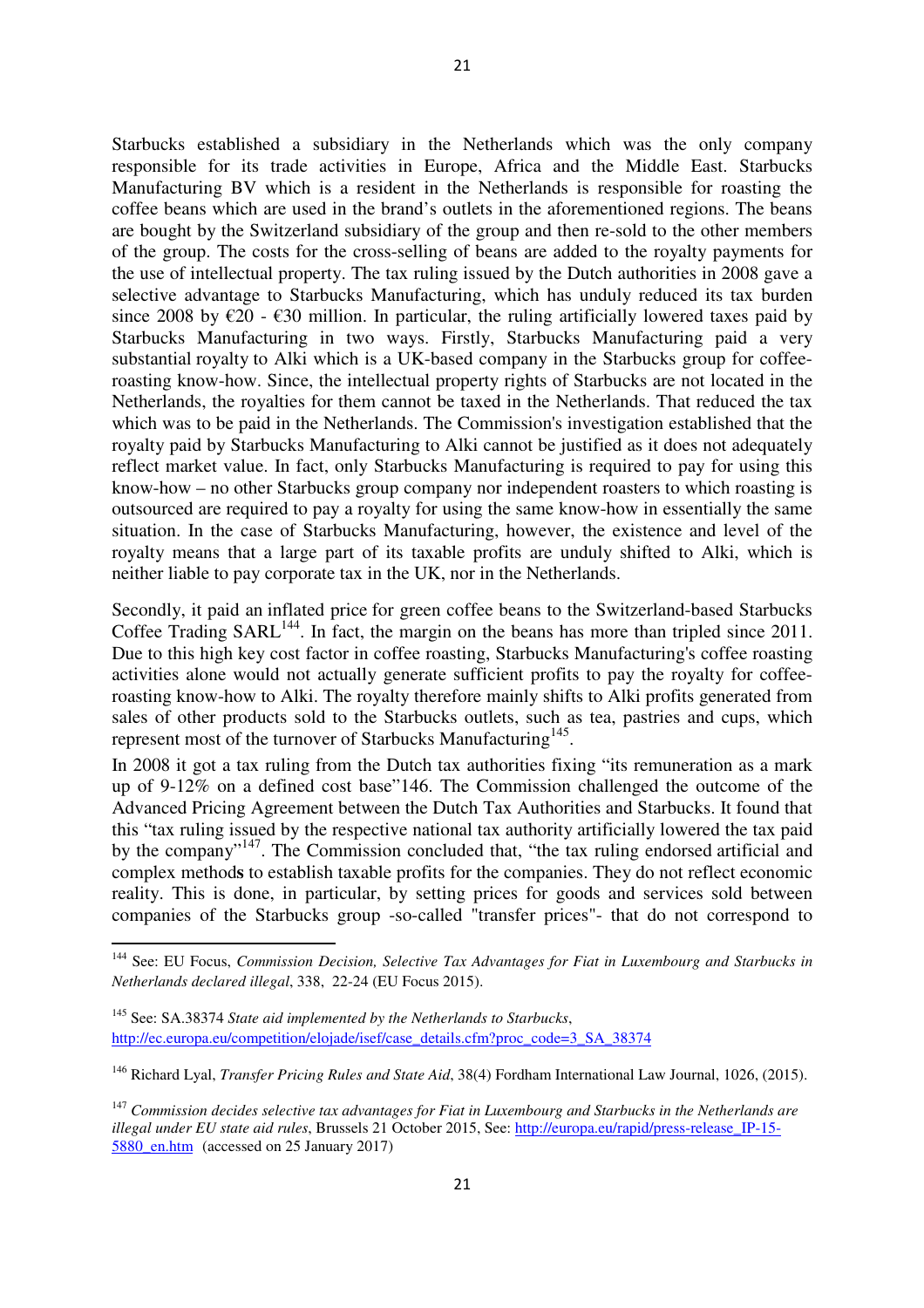Starbucks established a subsidiary in the Netherlands which was the only company responsible for its trade activities in Europe, Africa and the Middle East. Starbucks Manufacturing BV which is a resident in the Netherlands is responsible for roasting the coffee beans which are used in the brand's outlets in the aforementioned regions. The beans are bought by the Switzerland subsidiary of the group and then re-sold to the other members of the group. The costs for the cross-selling of beans are added to the royalty payments for the use of intellectual property. The tax ruling issued by the Dutch authorities in 2008 gave a selective advantage to Starbucks Manufacturing, which has unduly reduced its tax burden since 2008 by €20 - €30 million. In particular, the ruling artificially lowered taxes paid by Starbucks Manufacturing in two ways. Firstly, Starbucks Manufacturing paid a very substantial royalty to Alki which is a UK-based company in the Starbucks group for coffee-roasting know-how. Since, the intellectual property rights of Starbucks are not located in the Netherlands, the royalties for them cannot be taxed in the Netherlands. That reduced the tax which was to be paid in the Netherlands. The Commission's investigation established that the royalty paid by Starbucks Manufacturing to Alki cannot be justified as it does not adequately reflect market value. In fact, only Starbucks Manufacturing is required to pay for using this know-how – no other Starbucks group company nor independent roasters to which roasting is outsourced are required to pay a royalty for using the same know-how in essentially the same situation. In the case of Starbucks Manufacturing, however, the existence and level of the royalty means that a large part of its taxable profits are unduly shifted to Alki, which is neither liable to pay corporate tax in the UK, nor in the Netherlands.

Secondly, it paid an inflated price for green coffee beans to the Switzerland-based Starbucks Coffee Trading SARL[144]. In fact, the margin on the beans has more than tripled since 2011. Due to this high key cost factor in coffee roasting, Starbucks Manufacturing's coffee roasting activities alone would not actually generate sufficient profits to pay the royalty for coffee-roasting know-how to Alki. The royalty therefore mainly shifts to Alki profits generated from sales of other products sold to the Starbucks outlets, such as tea, pastries and cups, which represent most of the turnover of Starbucks Manufacturing[145].

In 2008 it got a tax ruling from the Dutch tax authorities fixing "its remuneration as a mark up of 9-12% on a defined cost base"146. The Commission challenged the outcome of the Advanced Pricing Agreement between the Dutch Tax Authorities and Starbucks. It found that this "tax ruling issued by the respective national tax authority artificially lowered the tax paid by the company"[147]. The Commission concluded that, "the tax ruling endorsed artificial and complex method**s** to establish taxable profits for the companies. They do not reflect economic reality. This is done, in particular, by setting prices for goods and services sold between companies of the Starbucks group -so-called "transfer prices"- that do not correspond to

---

[144] See: EU Focus, *Commission Decision, Selective Tax Advantages for Fiat in Luxembourg and Starbucks in Netherlands declared illegal*, 338, 22-24 (EU Focus 2015).

[145] See: SA.38374 *State aid implemented by the Netherlands to Starbucks*, http://ec.europa.eu/competition/elojade/isef/case_details.cfm?proc_code=3_SA_38374

[146] Richard Lyal, *Transfer Pricing Rules and State Aid*, 38(4) Fordham International Law Journal, 1026, (2015).

[147] *Commission decides selective tax advantages for Fiat in Luxembourg and Starbucks in the Netherlands are illegal under EU state aid rules*, Brussels 21 October 2015, See: http://europa.eu/rapid/press-release_IP-15-5880_en.htm (accessed on 25 January 2017)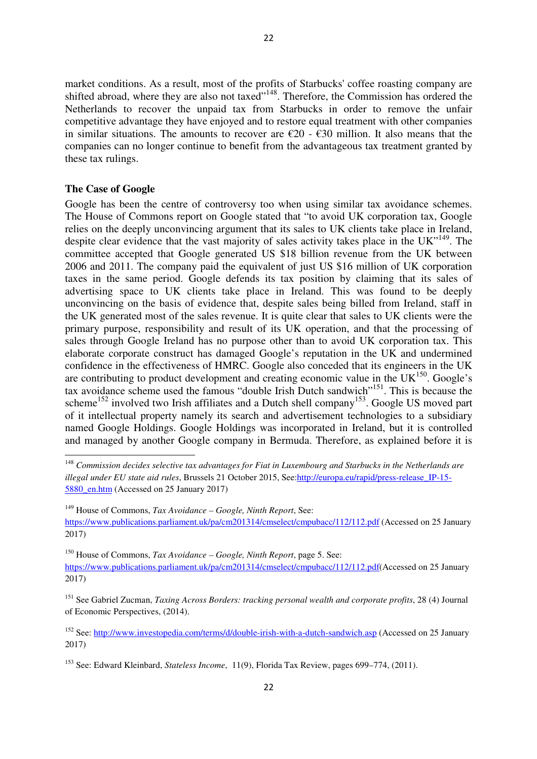market conditions. As a result, most of the profits of Starbucks' coffee roasting company are shifted abroad, where they are also not taxed"[148]. Therefore, the Commission has ordered the Netherlands to recover the unpaid tax from Starbucks in order to remove the unfair competitive advantage they have enjoyed and to restore equal treatment with other companies in similar situations. The amounts to recover are €20 - €30 million. It also means that the companies can no longer continue to benefit from the advantageous tax treatment granted by these tax rulings.

**The Case of Google**

Google has been the centre of controversy too when using similar tax avoidance schemes. The House of Commons report on Google stated that "to avoid UK corporation tax, Google relies on the deeply unconvincing argument that its sales to UK clients take place in Ireland, despite clear evidence that the vast majority of sales activity takes place in the UK"[149]. The committee accepted that Google generated US $18 billion revenue from the UK between 2006 and 2011. The company paid the equivalent of just US $16 million of UK corporation taxes in the same period. Google defends its tax position by claiming that its sales of advertising space to UK clients take place in Ireland. This was found to be deeply unconvincing on the basis of evidence that, despite sales being billed from Ireland, staff in the UK generated most of the sales revenue. It is quite clear that sales to UK clients were the primary purpose, responsibility and result of its UK operation, and that the processing of sales through Google Ireland has no purpose other than to avoid UK corporation tax. This elaborate corporate construct has damaged Google's reputation in the UK and undermined confidence in the effectiveness of HMRC. Google also conceded that its engineers in the UK are contributing to product development and creating economic value in the UK[150]. Google's tax avoidance scheme used the famous "double Irish Dutch sandwich"[151]. This is because the scheme[152] involved two Irish affiliates and a Dutch shell company[153]. Google US moved part of it intellectual property namely its search and advertisement technologies to a subsidiary named Google Holdings. Google Holdings was incorporated in Ireland, but it is controlled and managed by another Google company in Bermuda. Therefore, as explained before it is

---

[148] *Commission decides selective tax advantages for Fiat in Luxembourg and Starbucks in the Netherlands are illegal under EU state aid rules*, Brussels 21 October 2015, See:http://europa.eu/rapid/press-release_IP-15-5880_en.htm (Accessed on 25 January 2017)

[149] House of Commons, *Tax Avoidance – Google, Ninth Report*, See: https://www.publications.parliament.uk/pa/cm201314/cmselect/cmpubacc/112/112.pdf (Accessed on 25 January 2017)

[150] House of Commons, *Tax Avoidance – Google, Ninth Report*, page 5. See: https://www.publications.parliament.uk/pa/cm201314/cmselect/cmpubacc/112/112.pdf(Accessed on 25 January 2017)

[151] See Gabriel Zucman, *Taxing Across Borders: tracking personal wealth and corporate profits*, 28 (4) Journal of Economic Perspectives, (2014).

[152] See: http://www.investopedia.com/terms/d/double-irish-with-a-dutch-sandwich.asp (Accessed on 25 January 2017)

[153] See: Edward Kleinbard, *Stateless Income*, 11(9), Florida Tax Review, pages 699–774, (2011).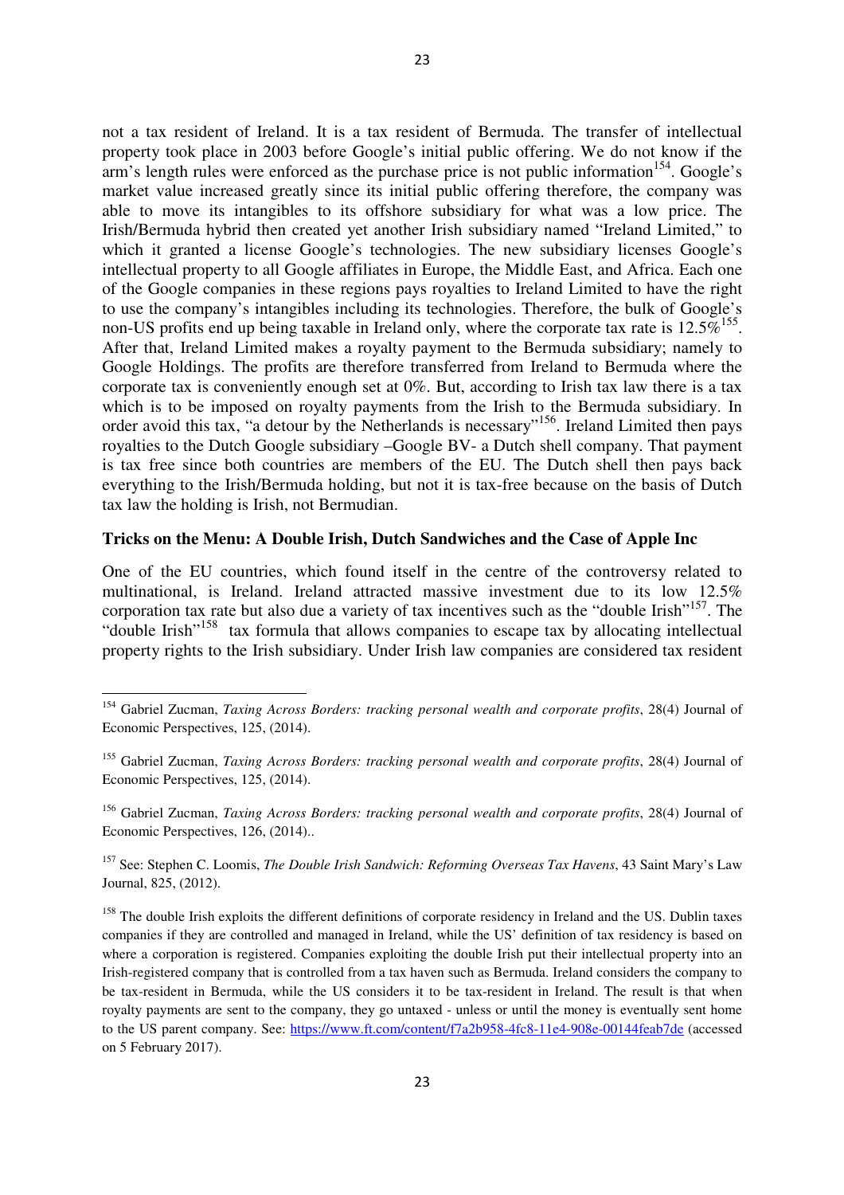not a tax resident of Ireland. It is a tax resident of Bermuda. The transfer of intellectual property took place in 2003 before Google's initial public offering. We do not know if the arm's length rules were enforced as the purchase price is not public information[154]. Google's market value increased greatly since its initial public offering therefore, the company was able to move its intangibles to its offshore subsidiary for what was a low price. The Irish/Bermuda hybrid then created yet another Irish subsidiary named "Ireland Limited," to which it granted a license Google's technologies. The new subsidiary licenses Google's intellectual property to all Google affiliates in Europe, the Middle East, and Africa. Each one of the Google companies in these regions pays royalties to Ireland Limited to have the right to use the company's intangibles including its technologies. Therefore, the bulk of Google's non-US profits end up being taxable in Ireland only, where the corporate tax rate is 12.5%[155]. After that, Ireland Limited makes a royalty payment to the Bermuda subsidiary; namely to Google Holdings. The profits are therefore transferred from Ireland to Bermuda where the corporate tax is conveniently enough set at 0%. But, according to Irish tax law there is a tax which is to be imposed on royalty payments from the Irish to the Bermuda subsidiary. In order avoid this tax, "a detour by the Netherlands is necessary"[156]. Ireland Limited then pays royalties to the Dutch Google subsidiary –Google BV- a Dutch shell company. That payment is tax free since both countries are members of the EU. The Dutch shell then pays back everything to the Irish/Bermuda holding, but not it is tax-free because on the basis of Dutch tax law the holding is Irish, not Bermudian.

**Tricks on the Menu: A Double Irish, Dutch Sandwiches and the Case of Apple Inc**

One of the EU countries, which found itself in the centre of the controversy related to multinational, is Ireland. Ireland attracted massive investment due to its low 12.5% corporation tax rate but also due a variety of tax incentives such as the "double Irish"[157]. The "double Irish"[158] tax formula that allows companies to escape tax by allocating intellectual property rights to the Irish subsidiary. Under Irish law companies are considered tax resident

---

[154] Gabriel Zucman, *Taxing Across Borders: tracking personal wealth and corporate profits*, 28(4) Journal of Economic Perspectives, 125, (2014).

[155] Gabriel Zucman, *Taxing Across Borders: tracking personal wealth and corporate profits*, 28(4) Journal of Economic Perspectives, 125, (2014).

[156] Gabriel Zucman, *Taxing Across Borders: tracking personal wealth and corporate profits*, 28(4) Journal of Economic Perspectives, 126, (2014)..

[157] See: Stephen C. Loomis, *The Double Irish Sandwich: Reforming Overseas Tax Havens*, 43 Saint Mary's Law Journal, 825, (2012).

[158] The double Irish exploits the different definitions of corporate residency in Ireland and the US. Dublin taxes companies if they are controlled and managed in Ireland, while the US' definition of tax residency is based on where a corporation is registered. Companies exploiting the double Irish put their intellectual property into an Irish-registered company that is controlled from a tax haven such as Bermuda. Ireland considers the company to be tax-resident in Bermuda, while the US considers it to be tax-resident in Ireland. The result is that when royalty payments are sent to the company, they go untaxed - unless or until the money is eventually sent home to the US parent company. See: https://www.ft.com/content/f7a2b958-4fc8-11e4-908e-00144feab7de (accessed on 5 February 2017).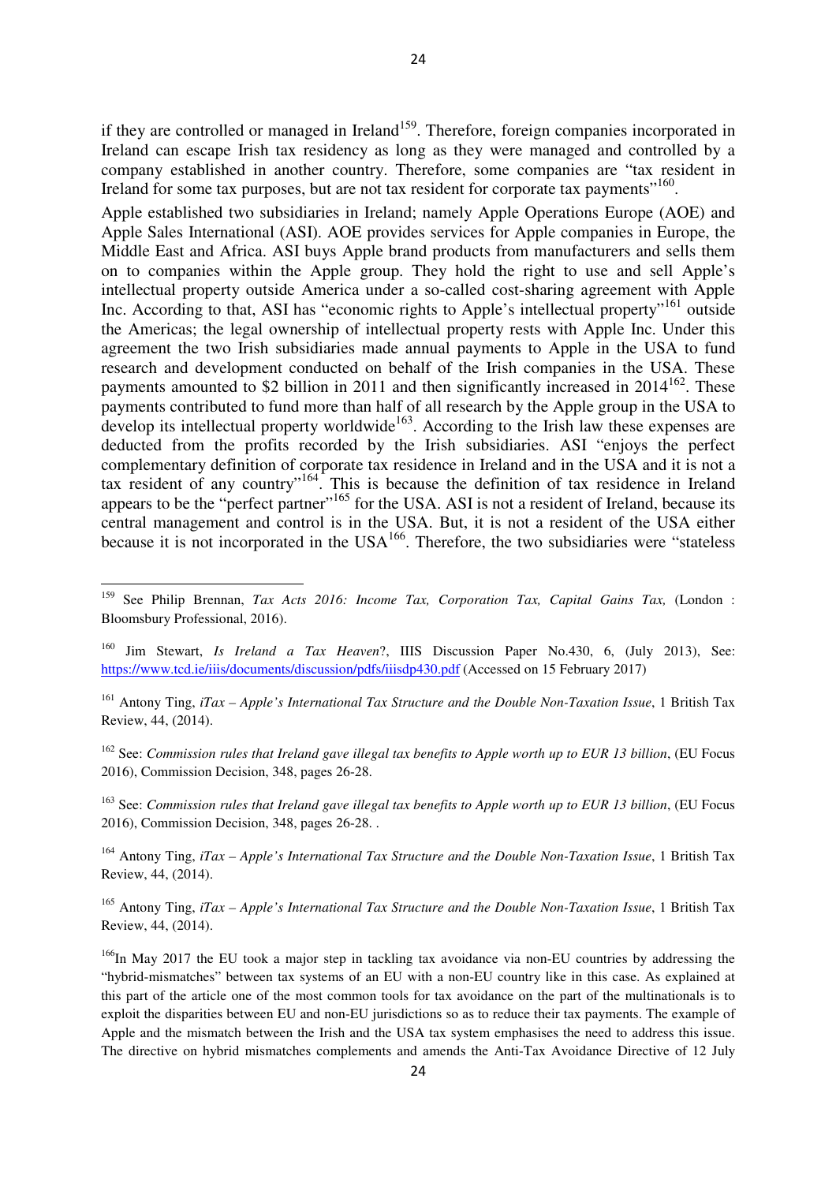if they are controlled or managed in Ireland[159]. Therefore, foreign companies incorporated in Ireland can escape Irish tax residency as long as they were managed and controlled by a company established in another country. Therefore, some companies are "tax resident in Ireland for some tax purposes, but are not tax resident for corporate tax payments"[160].

Apple established two subsidiaries in Ireland; namely Apple Operations Europe (AOE) and Apple Sales International (ASI). AOE provides services for Apple companies in Europe, the Middle East and Africa. ASI buys Apple brand products from manufacturers and sells them on to companies within the Apple group. They hold the right to use and sell Apple's intellectual property outside America under a so-called cost-sharing agreement with Apple Inc. According to that, ASI has "economic rights to Apple's intellectual property"[161] outside the Americas; the legal ownership of intellectual property rests with Apple Inc. Under this agreement the two Irish subsidiaries made annual payments to Apple in the USA to fund research and development conducted on behalf of the Irish companies in the USA. These payments amounted to $2 billion in 2011 and then significantly increased in 2014[162]. These payments contributed to fund more than half of all research by the Apple group in the USA to develop its intellectual property worldwide[163]. According to the Irish law these expenses are deducted from the profits recorded by the Irish subsidiaries. ASI "enjoys the perfect complementary definition of corporate tax residence in Ireland and in the USA and it is not a tax resident of any country"[164]. This is because the definition of tax residence in Ireland appears to be the "perfect partner"[165] for the USA. ASI is not a resident of Ireland, because its central management and control is in the USA. But, it is not a resident of the USA either because it is not incorporated in the USA[166]. Therefore, the two subsidiaries were "stateless

---

[159] See Philip Brennan, *Tax Acts 2016: Income Tax, Corporation Tax, Capital Gains Tax,* (London : Bloomsbury Professional, 2016).

[160] Jim Stewart, *Is Ireland a Tax Heaven*?, IIIS Discussion Paper No.430, 6, (July 2013), See: https://www.tcd.ie/iiis/documents/discussion/pdfs/iiisdp430.pdf (Accessed on 15 February 2017)

[161] Antony Ting, *iTax – Apple's International Tax Structure and the Double Non-Taxation Issue*, 1 British Tax Review, 44, (2014).

[162] See: *Commission rules that Ireland gave illegal tax benefits to Apple worth up to EUR 13 billion*, (EU Focus 2016), Commission Decision, 348, pages 26-28.

[163] See: *Commission rules that Ireland gave illegal tax benefits to Apple worth up to EUR 13 billion*, (EU Focus 2016), Commission Decision, 348, pages 26-28. .

[164] Antony Ting, *iTax – Apple's International Tax Structure and the Double Non-Taxation Issue*, 1 British Tax Review, 44, (2014).

[165] Antony Ting, *iTax – Apple's International Tax Structure and the Double Non-Taxation Issue*, 1 British Tax Review, 44, (2014).

[166] In May 2017 the EU took a major step in tackling tax avoidance via non-EU countries by addressing the "hybrid-mismatches" between tax systems of an EU with a non-EU country like in this case. As explained at this part of the article one of the most common tools for tax avoidance on the part of the multinationals is to exploit the disparities between EU and non-EU jurisdictions so as to reduce their tax payments. The example of Apple and the mismatch between the Irish and the USA tax system emphasises the need to address this issue. The directive on hybrid mismatches complements and amends the Anti-Tax Avoidance Directive of 12 July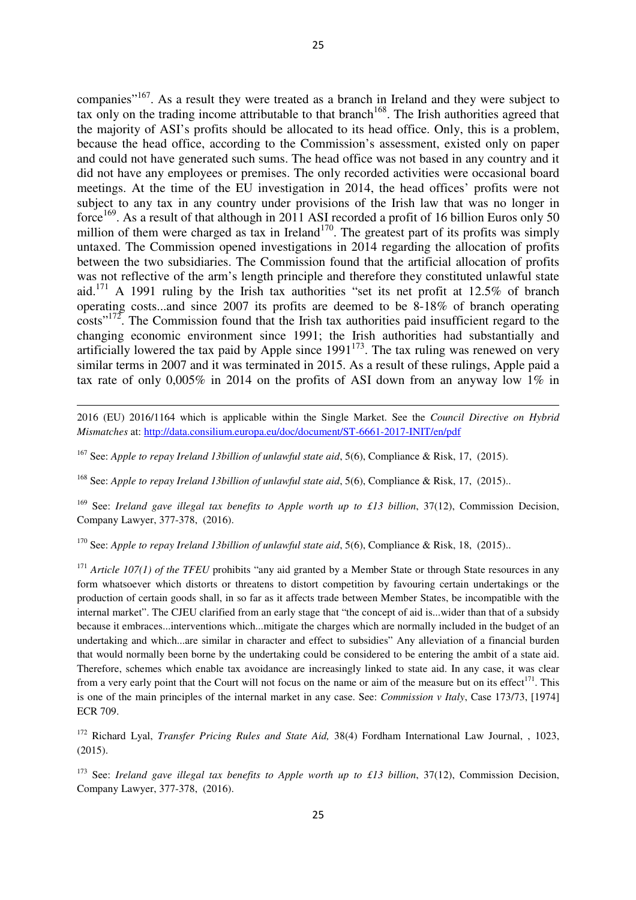companies"[167]. As a result they were treated as a branch in Ireland and they were subject to tax only on the trading income attributable to that branch[168]. The Irish authorities agreed that the majority of ASI's profits should be allocated to its head office. Only, this is a problem, because the head office, according to the Commission's assessment, existed only on paper and could not have generated such sums. The head office was not based in any country and it did not have any employees or premises. The only recorded activities were occasional board meetings. At the time of the EU investigation in 2014, the head offices' profits were not subject to any tax in any country under provisions of the Irish law that was no longer in force[169]. As a result of that although in 2011 ASI recorded a profit of 16 billion Euros only 50 million of them were charged as tax in Ireland[170]. The greatest part of its profits was simply untaxed. The Commission opened investigations in 2014 regarding the allocation of profits between the two subsidiaries. The Commission found that the artificial allocation of profits was not reflective of the arm's length principle and therefore they constituted unlawful state aid.[171] A 1991 ruling by the Irish tax authorities "set its net profit at 12.5% of branch operating costs...and since 2007 its profits are deemed to be 8-18% of branch operating costs"[172]. The Commission found that the Irish tax authorities paid insufficient regard to the changing economic environment since 1991; the Irish authorities had substantially and artificially lowered the tax paid by Apple since 1991[173]. The tax ruling was renewed on very similar terms in 2007 and it was terminated in 2015. As a result of these rulings, Apple paid a tax rate of only 0,005% in 2014 on the profits of ASI down from an anyway low 1% in

---

2016 (EU) 2016/1164 which is applicable within the Single Market. See the *Council Directive on Hybrid Mismatches* at: http://data.consilium.europa.eu/doc/document/ST-6661-2017-INIT/en/pdf

[167] See: *Apple to repay Ireland 13billion of unlawful state aid*, 5(6), Compliance & Risk, 17, (2015).

[168] See: *Apple to repay Ireland 13billion of unlawful state aid*, 5(6), Compliance & Risk, 17, (2015)..

[169] See: *Ireland gave illegal tax benefits to Apple worth up to £13 billion*, 37(12), Commission Decision, Company Lawyer, 377-378, (2016).

[170] See: *Apple to repay Ireland 13billion of unlawful state aid*, 5(6), Compliance & Risk, 18, (2015)..

[171] *Article 107(1) of the TFEU* prohibits "any aid granted by a Member State or through State resources in any form whatsoever which distorts or threatens to distort competition by favouring certain undertakings or the production of certain goods shall, in so far as it affects trade between Member States, be incompatible with the internal market". The CJEU clarified from an early stage that "the concept of aid is...wider than that of a subsidy because it embraces...interventions which...mitigate the charges which are normally included in the budget of an undertaking and which...are similar in character and effect to subsidies" Any alleviation of a financial burden that would normally been borne by the undertaking could be considered to be entering the ambit of a state aid. Therefore, schemes which enable tax avoidance are increasingly linked to state aid. In any case, it was clear from a very early point that the Court will not focus on the name or aim of the measure but on its effect[171]. This is one of the main principles of the internal market in any case. See: *Commission v Italy*, Case 173/73, [1974] ECR 709.

[172] Richard Lyal, *Transfer Pricing Rules and State Aid,* 38(4) Fordham International Law Journal, , 1023, (2015).

[173] See: *Ireland gave illegal tax benefits to Apple worth up to £13 billion*, 37(12), Commission Decision, Company Lawyer, 377-378, (2016).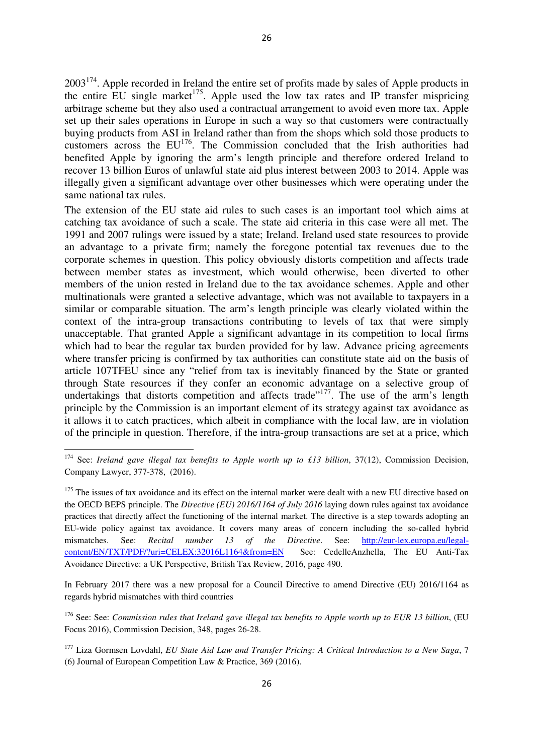2003[174]. Apple recorded in Ireland the entire set of profits made by sales of Apple products in the entire EU single market[175]. Apple used the low tax rates and IP transfer mispricing arbitrage scheme but they also used a contractual arrangement to avoid even more tax. Apple set up their sales operations in Europe in such a way so that customers were contractually buying products from ASI in Ireland rather than from the shops which sold those products to customers across the EU[176]. The Commission concluded that the Irish authorities had benefited Apple by ignoring the arm's length principle and therefore ordered Ireland to recover 13 billion Euros of unlawful state aid plus interest between 2003 to 2014. Apple was illegally given a significant advantage over other businesses which were operating under the same national tax rules.

The extension of the EU state aid rules to such cases is an important tool which aims at catching tax avoidance of such a scale. The state aid criteria in this case were all met. The 1991 and 2007 rulings were issued by a state; Ireland. Ireland used state resources to provide an advantage to a private firm; namely the foregone potential tax revenues due to the corporate schemes in question. This policy obviously distorts competition and affects trade between member states as investment, which would otherwise, been diverted to other members of the union rested in Ireland due to the tax avoidance schemes. Apple and other multinationals were granted a selective advantage, which was not available to taxpayers in a similar or comparable situation. The arm's length principle was clearly violated within the context of the intra-group transactions contributing to levels of tax that were simply unacceptable. That granted Apple a significant advantage in its competition to local firms which had to bear the regular tax burden provided for by law. Advance pricing agreements where transfer pricing is confirmed by tax authorities can constitute state aid on the basis of article 107TFEU since any "relief from tax is inevitably financed by the State or granted through State resources if they confer an economic advantage on a selective group of undertakings that distorts competition and affects trade"[177]. The use of the arm's length principle by the Commission is an important element of its strategy against tax avoidance as it allows it to catch practices, which albeit in compliance with the local law, are in violation of the principle in question. Therefore, if the intra-group transactions are set at a price, which

---

[174] See: *Ireland gave illegal tax benefits to Apple worth up to £13 billion*, 37(12), Commission Decision, Company Lawyer, 377-378, (2016).

[175] The issues of tax avoidance and its effect on the internal market were dealt with a new EU directive based on the OECD BEPS principle. The *Directive (EU) 2016/1164 of July 2016* laying down rules against tax avoidance practices that directly affect the functioning of the internal market. The directive is a step towards adopting an EU-wide policy against tax avoidance. It covers many areas of concern including the so-called hybrid mismatches. See: *Recital number 13 of the Directive*. See: http://eur-lex.europa.eu/legal-content/EN/TXT/PDF/?uri=CELEX:32016L1164&from=EN See: CedelleAnzhella, The EU Anti-Tax Avoidance Directive: a UK Perspective, British Tax Review, 2016, page 490.

In February 2017 there was a new proposal for a Council Directive to amend Directive (EU) 2016/1164 as regards hybrid mismatches with third countries

[176] See: See: *Commission rules that Ireland gave illegal tax benefits to Apple worth up to EUR 13 billion*, (EU Focus 2016), Commission Decision, 348, pages 26-28.

[177] Liza Gormsen Lovdahl, *EU State Aid Law and Transfer Pricing: A Critical Introduction to a New Saga*, 7 (6) Journal of European Competition Law & Practice, 369 (2016).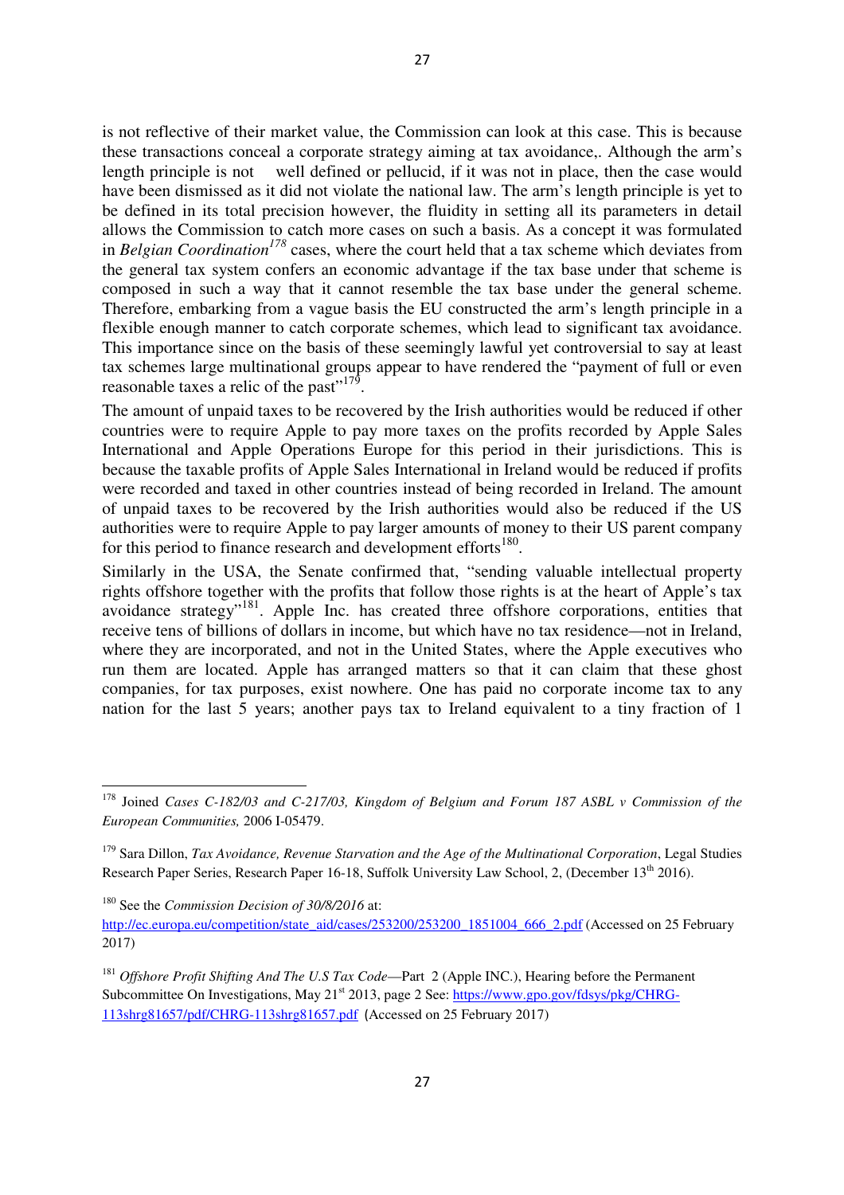is not reflective of their market value, the Commission can look at this case. This is because these transactions conceal a corporate strategy aiming at tax avoidance,. Although the arm's length principle is not well defined or pellucid, if it was not in place, then the case would have been dismissed as it did not violate the national law. The arm's length principle is yet to be defined in its total precision however, the fluidity in setting all its parameters in detail allows the Commission to catch more cases on such a basis. As a concept it was formulated in *Belgian Coordination*[178] cases, where the court held that a tax scheme which deviates from the general tax system confers an economic advantage if the tax base under that scheme is composed in such a way that it cannot resemble the tax base under the general scheme. Therefore, embarking from a vague basis the EU constructed the arm's length principle in a flexible enough manner to catch corporate schemes, which lead to significant tax avoidance. This importance since on the basis of these seemingly lawful yet controversial to say at least tax schemes large multinational groups appear to have rendered the "payment of full or even reasonable taxes a relic of the past"[179].

The amount of unpaid taxes to be recovered by the Irish authorities would be reduced if other countries were to require Apple to pay more taxes on the profits recorded by Apple Sales International and Apple Operations Europe for this period in their jurisdictions. This is because the taxable profits of Apple Sales International in Ireland would be reduced if profits were recorded and taxed in other countries instead of being recorded in Ireland. The amount of unpaid taxes to be recovered by the Irish authorities would also be reduced if the US authorities were to require Apple to pay larger amounts of money to their US parent company for this period to finance research and development efforts[180].

Similarly in the USA, the Senate confirmed that, "sending valuable intellectual property rights offshore together with the profits that follow those rights is at the heart of Apple's tax avoidance strategy"[181]. Apple Inc. has created three offshore corporations, entities that receive tens of billions of dollars in income, but which have no tax residence—not in Ireland, where they are incorporated, and not in the United States, where the Apple executives who run them are located. Apple has arranged matters so that it can claim that these ghost companies, for tax purposes, exist nowhere. One has paid no corporate income tax to any nation for the last 5 years; another pays tax to Ireland equivalent to a tiny fraction of 1

---

[178] Joined *Cases C-182/03 and C-217/03, Kingdom of Belgium and Forum 187 ASBL v Commission of the European Communities,* 2006 I-05479.

[179] Sara Dillon, *Tax Avoidance, Revenue Starvation and the Age of the Multinational Corporation*, Legal Studies Research Paper Series, Research Paper 16-18, Suffolk University Law School, 2, (December 13th 2016).

[180] See the *Commission Decision of 30/8/2016* at: http://ec.europa.eu/competition/state_aid/cases/253200/253200_1851004_666_2.pdf (Accessed on 25 February 2017)

[181] *Offshore Profit Shifting And The U.S Tax Code*—Part 2 (Apple INC.), Hearing before the Permanent Subcommittee On Investigations, May 21st 2013, page 2 See: https://www.gpo.gov/fdsys/pkg/CHRG-113shrg81657/pdf/CHRG-113shrg81657.pdf (Accessed on 25 February 2017)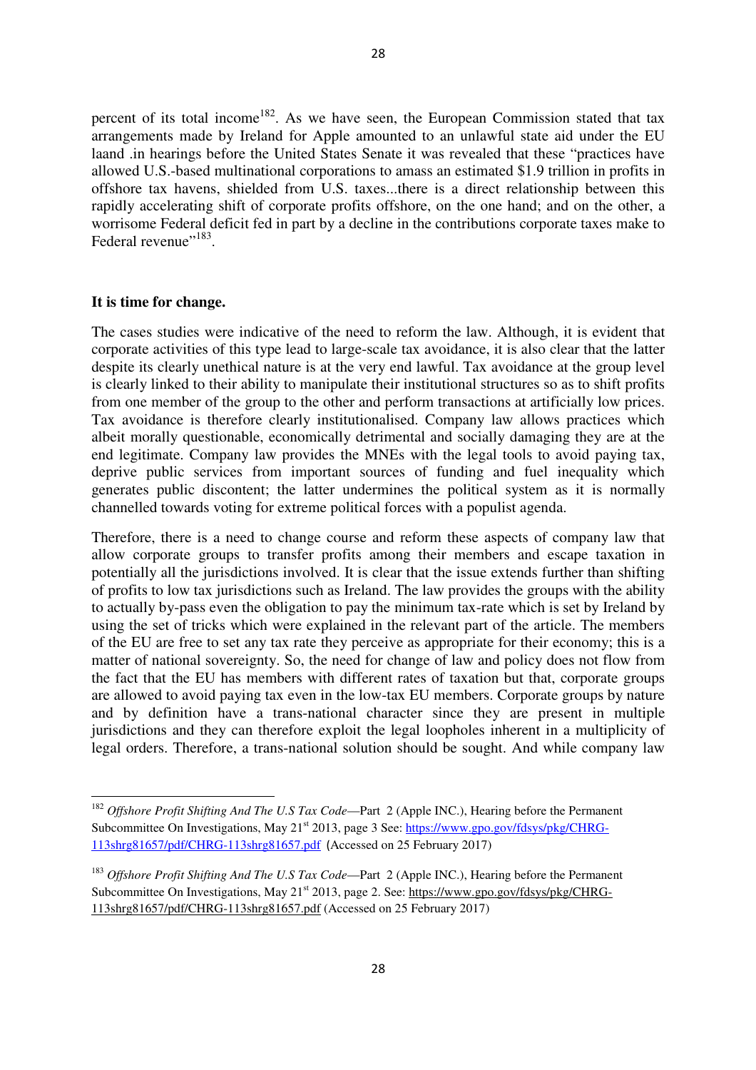percent of its total income[182]. As we have seen, the European Commission stated that tax arrangements made by Ireland for Apple amounted to an unlawful state aid under the EU laand .in hearings before the United States Senate it was revealed that these "practices have allowed U.S.-based multinational corporations to amass an estimated $1.9 trillion in profits in offshore tax havens, shielded from U.S. taxes...there is a direct relationship between this rapidly accelerating shift of corporate profits offshore, on the one hand; and on the other, a worrisome Federal deficit fed in part by a decline in the contributions corporate taxes make to Federal revenue"[183].

**It is time for change.**

The cases studies were indicative of the need to reform the law. Although, it is evident that corporate activities of this type lead to large-scale tax avoidance, it is also clear that the latter despite its clearly unethical nature is at the very end lawful. Tax avoidance at the group level is clearly linked to their ability to manipulate their institutional structures so as to shift profits from one member of the group to the other and perform transactions at artificially low prices. Tax avoidance is therefore clearly institutionalised. Company law allows practices which albeit morally questionable, economically detrimental and socially damaging they are at the end legitimate. Company law provides the MNEs with the legal tools to avoid paying tax, deprive public services from important sources of funding and fuel inequality which generates public discontent; the latter undermines the political system as it is normally channelled towards voting for extreme political forces with a populist agenda.

Therefore, there is a need to change course and reform these aspects of company law that allow corporate groups to transfer profits among their members and escape taxation in potentially all the jurisdictions involved. It is clear that the issue extends further than shifting of profits to low tax jurisdictions such as Ireland. The law provides the groups with the ability to actually by-pass even the obligation to pay the minimum tax-rate which is set by Ireland by using the set of tricks which were explained in the relevant part of the article. The members of the EU are free to set any tax rate they perceive as appropriate for their economy; this is a matter of national sovereignty. So, the need for change of law and policy does not flow from the fact that the EU has members with different rates of taxation but that, corporate groups are allowed to avoid paying tax even in the low-tax EU members. Corporate groups by nature and by definition have a trans-national character since they are present in multiple jurisdictions and they can therefore exploit the legal loopholes inherent in a multiplicity of legal orders. Therefore, a trans-national solution should be sought. And while company law

---

[182] *Offshore Profit Shifting And The U.S Tax Code*—Part 2 (Apple INC.), Hearing before the Permanent Subcommittee On Investigations, May 21st 2013, page 3 See: https://www.gpo.gov/fdsys/pkg/CHRG-113shrg81657/pdf/CHRG-113shrg81657.pdf (Accessed on 25 February 2017)

[183] *Offshore Profit Shifting And The U.S Tax Code*—Part 2 (Apple INC.), Hearing before the Permanent Subcommittee On Investigations, May 21st 2013, page 2. See: https://www.gpo.gov/fdsys/pkg/CHRG-113shrg81657/pdf/CHRG-113shrg81657.pdf (Accessed on 25 February 2017)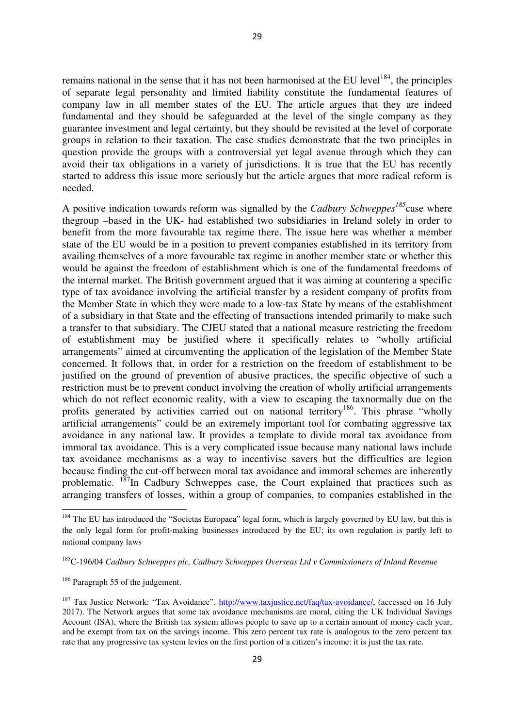remains national in the sense that it has not been harmonised at the EU level[184], the principles of separate legal personality and limited liability constitute the fundamental features of company law in all member states of the EU. The article argues that they are indeed fundamental and they should be safeguarded at the level of the single company as they guarantee investment and legal certainty, but they should be revisited at the level of corporate groups in relation to their taxation. The case studies demonstrate that the two principles in question provide the groups with a controversial yet legal avenue through which they can avoid their tax obligations in a variety of jurisdictions. It is true that the EU has recently started to address this issue more seriously but the article argues that more radical reform is needed.

A positive indication towards reform was signalled by the *Cadbury Schweppes*[185]case where thegroup –based in the UK- had established two subsidiaries in Ireland solely in order to benefit from the more favourable tax regime there. The issue here was whether a member state of the EU would be in a position to prevent companies established in its territory from availing themselves of a more favourable tax regime in another member state or whether this would be against the freedom of establishment which is one of the fundamental freedoms of the internal market. The British government argued that it was aiming at countering a specific type of tax avoidance involving the artificial transfer by a resident company of profits from the Member State in which they were made to a low-tax State by means of the establishment of a subsidiary in that State and the effecting of transactions intended primarily to make such a transfer to that subsidiary. The CJEU stated that a national measure restricting the freedom of establishment may be justified where it specifically relates to "wholly artificial arrangements" aimed at circumventing the application of the legislation of the Member State concerned. It follows that, in order for a restriction on the freedom of establishment to be justified on the ground of prevention of abusive practices, the specific objective of such a restriction must be to prevent conduct involving the creation of wholly artificial arrangements which do not reflect economic reality, with a view to escaping the taxnormally due on the profits generated by activities carried out on national territory[186]. This phrase "wholly artificial arrangements" could be an extremely important tool for combating aggressive tax avoidance in any national law. It provides a template to divide moral tax avoidance from immoral tax avoidance. This is a very complicated issue because many national laws include tax avoidance mechanisms as a way to incentivise savers but the difficulties are legion because finding the cut-off between moral tax avoidance and immoral schemes are inherently problematic. [187]In Cadbury Schweppes case, the Court explained that practices such as arranging transfers of losses, within a group of companies, to companies established in the

---

[184] The EU has introduced the "Societas Europaea" legal form, which is largely governed by EU law, but this is the only legal form for profit-making businesses introduced by the EU; its own regulation is partly left to national company laws

[185] C-196/04 *Cadbury Schweppes plc, Cadbury Schweppes Overseas Ltd v Commissioners of Inland Revenue*

[186] Paragraph 55 of the judgement.

[187] Tax Justice Network: "Tax Avoidance", http://www.taxjustice.net/faq/tax-avoidance/, (accessed on 16 July 2017). The Network argues that some tax avoidance mechanisms are moral, citing the UK Individual Savings Account (ISA), where the British tax system allows people to save up to a certain amount of money each year, and be exempt from tax on the savings income. This zero percent tax rate is analogous to the zero percent tax rate that any progressive tax system levies on the first portion of a citizen's income: it is just the tax rate.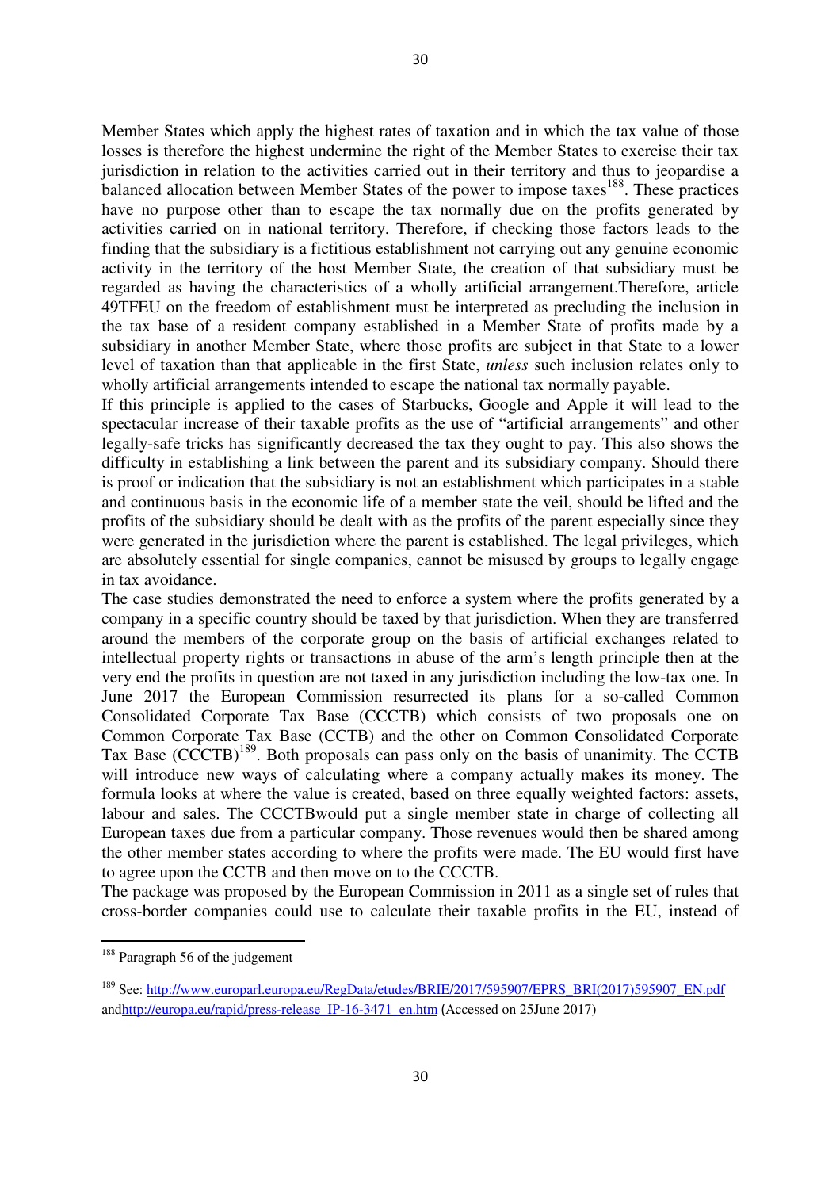Member States which apply the highest rates of taxation and in which the tax value of those losses is therefore the highest undermine the right of the Member States to exercise their tax jurisdiction in relation to the activities carried out in their territory and thus to jeopardise a balanced allocation between Member States of the power to impose taxes[188]. These practices have no purpose other than to escape the tax normally due on the profits generated by activities carried on in national territory. Therefore, if checking those factors leads to the finding that the subsidiary is a fictitious establishment not carrying out any genuine economic activity in the territory of the host Member State, the creation of that subsidiary must be regarded as having the characteristics of a wholly artificial arrangement.Therefore, article 49TFEU on the freedom of establishment must be interpreted as precluding the inclusion in the tax base of a resident company established in a Member State of profits made by a subsidiary in another Member State, where those profits are subject in that State to a lower level of taxation than that applicable in the first State, *unless* such inclusion relates only to wholly artificial arrangements intended to escape the national tax normally payable.

If this principle is applied to the cases of Starbucks, Google and Apple it will lead to the spectacular increase of their taxable profits as the use of "artificial arrangements" and other legally-safe tricks has significantly decreased the tax they ought to pay. This also shows the difficulty in establishing a link between the parent and its subsidiary company. Should there is proof or indication that the subsidiary is not an establishment which participates in a stable and continuous basis in the economic life of a member state the veil, should be lifted and the profits of the subsidiary should be dealt with as the profits of the parent especially since they were generated in the jurisdiction where the parent is established. The legal privileges, which are absolutely essential for single companies, cannot be misused by groups to legally engage in tax avoidance.

The case studies demonstrated the need to enforce a system where the profits generated by a company in a specific country should be taxed by that jurisdiction. When they are transferred around the members of the corporate group on the basis of artificial exchanges related to intellectual property rights or transactions in abuse of the arm's length principle then at the very end the profits in question are not taxed in any jurisdiction including the low-tax one. In June 2017 the European Commission resurrected its plans for a so-called Common Consolidated Corporate Tax Base (CCCTB) which consists of two proposals one on Common Corporate Tax Base (CCTB) and the other on Common Consolidated Corporate Tax Base (CCCTB)[189]. Both proposals can pass only on the basis of unanimity. The CCTB will introduce new ways of calculating where a company actually makes its money. The formula looks at where the value is created, based on three equally weighted factors: assets, labour and sales. The CCCTBwould put a single member state in charge of collecting all European taxes due from a particular company. Those revenues would then be shared among the other member states according to where the profits were made. The EU would first have to agree upon the CCTB and then move on to the CCCTB.

The package was proposed by the European Commission in 2011 as a single set of rules that cross-border companies could use to calculate their taxable profits in the EU, instead of

---

[188] Paragraph 56 of the judgement

[189] See: http://www.europarl.europa.eu/RegData/etudes/BRIE/2017/595907/EPRS_BRI(2017)595907_EN.pdf andhttp://europa.eu/rapid/press-release_IP-16-3471_en.htm (Accessed on 25June 2017)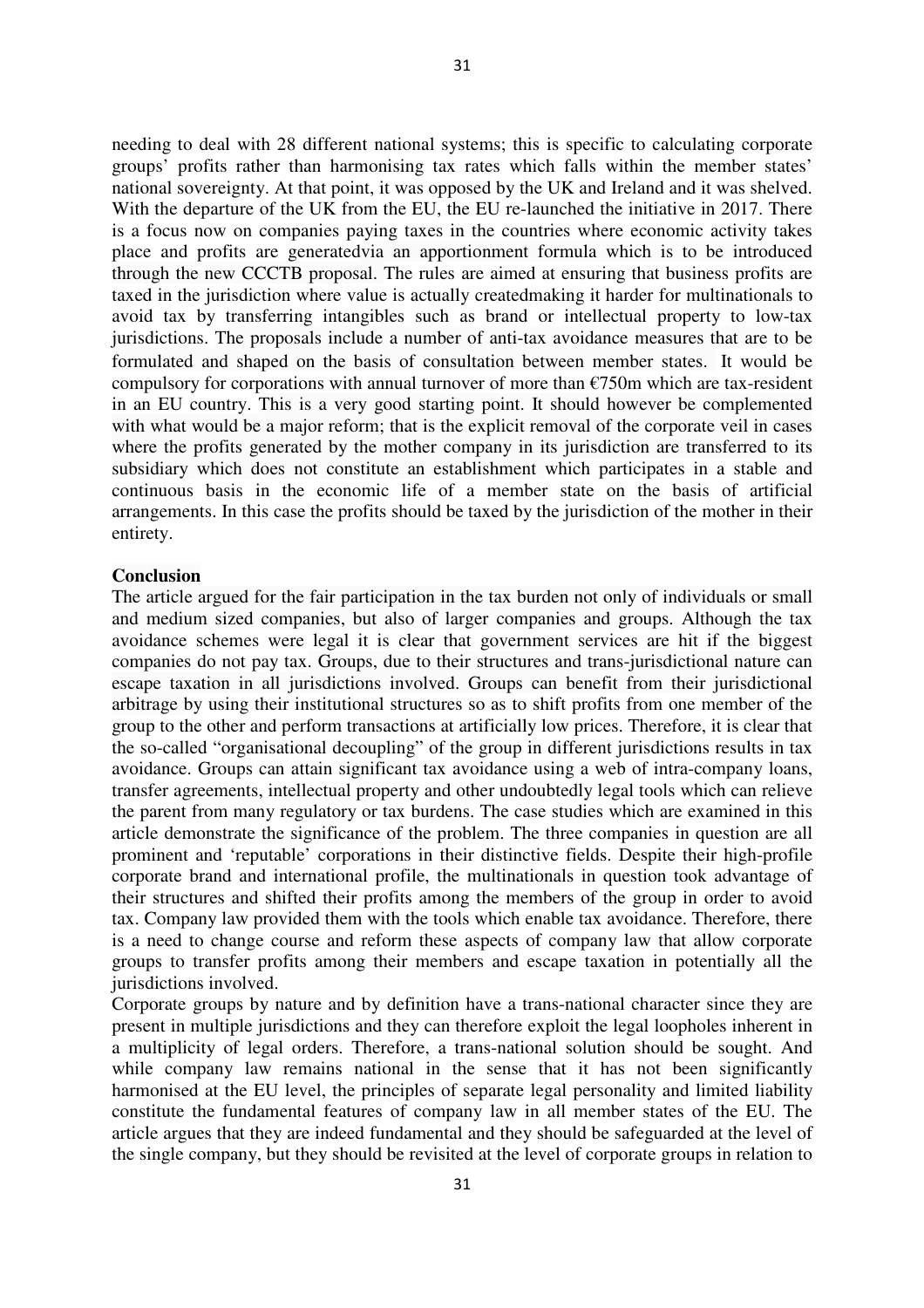needing to deal with 28 different national systems; this is specific to calculating corporate groups' profits rather than harmonising tax rates which falls within the member states' national sovereignty. At that point, it was opposed by the UK and Ireland and it was shelved. With the departure of the UK from the EU, the EU re-launched the initiative in 2017. There is a focus now on companies paying taxes in the countries where economic activity takes place and profits are generatedvia an apportionment formula which is to be introduced through the new CCCTB proposal. The rules are aimed at ensuring that business profits are taxed in the jurisdiction where value is actually createdmaking it harder for multinationals to avoid tax by transferring intangibles such as brand or intellectual property to low-tax jurisdictions. The proposals include a number of anti-tax avoidance measures that are to be formulated and shaped on the basis of consultation between member states. It would be compulsory for corporations with annual turnover of more than €750m which are tax-resident in an EU country. This is a very good starting point. It should however be complemented with what would be a major reform; that is the explicit removal of the corporate veil in cases where the profits generated by the mother company in its jurisdiction are transferred to its subsidiary which does not constitute an establishment which participates in a stable and continuous basis in the economic life of a member state on the basis of artificial arrangements. In this case the profits should be taxed by the jurisdiction of the mother in their entirety.

**Conclusion**

The article argued for the fair participation in the tax burden not only of individuals or small and medium sized companies, but also of larger companies and groups. Although the tax avoidance schemes were legal it is clear that government services are hit if the biggest companies do not pay tax. Groups, due to their structures and trans-jurisdictional nature can escape taxation in all jurisdictions involved. Groups can benefit from their jurisdictional arbitrage by using their institutional structures so as to shift profits from one member of the group to the other and perform transactions at artificially low prices. Therefore, it is clear that the so-called "organisational decoupling" of the group in different jurisdictions results in tax avoidance. Groups can attain significant tax avoidance using a web of intra-company loans, transfer agreements, intellectual property and other undoubtedly legal tools which can relieve the parent from many regulatory or tax burdens. The case studies which are examined in this article demonstrate the significance of the problem. The three companies in question are all prominent and 'reputable' corporations in their distinctive fields. Despite their high-profile corporate brand and international profile, the multinationals in question took advantage of their structures and shifted their profits among the members of the group in order to avoid tax. Company law provided them with the tools which enable tax avoidance. Therefore, there is a need to change course and reform these aspects of company law that allow corporate groups to transfer profits among their members and escape taxation in potentially all the jurisdictions involved.

Corporate groups by nature and by definition have a trans-national character since they are present in multiple jurisdictions and they can therefore exploit the legal loopholes inherent in a multiplicity of legal orders. Therefore, a trans-national solution should be sought. And while company law remains national in the sense that it has not been significantly harmonised at the EU level, the principles of separate legal personality and limited liability constitute the fundamental features of company law in all member states of the EU. The article argues that they are indeed fundamental and they should be safeguarded at the level of the single company, but they should be revisited at the level of corporate groups in relation to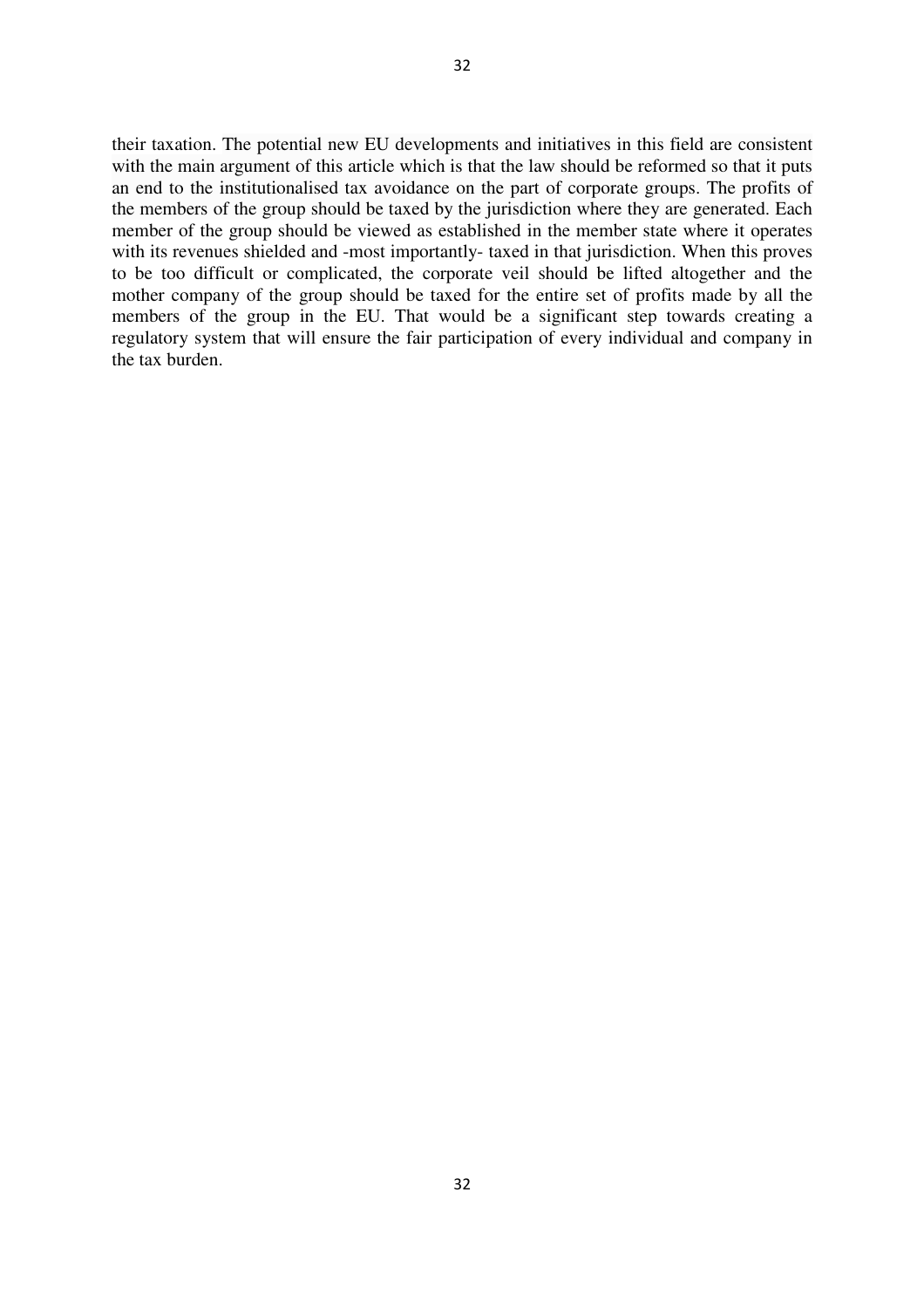their taxation. The potential new EU developments and initiatives in this field are consistent with the main argument of this article which is that the law should be reformed so that it puts an end to the institutionalised tax avoidance on the part of corporate groups. The profits of the members of the group should be taxed by the jurisdiction where they are generated. Each member of the group should be viewed as established in the member state where it operates with its revenues shielded and -most importantly- taxed in that jurisdiction. When this proves to be too difficult or complicated, the corporate veil should be lifted altogether and the mother company of the group should be taxed for the entire set of profits made by all the members of the group in the EU. That would be a significant step towards creating a regulatory system that will ensure the fair participation of every individual and company in the tax burden.